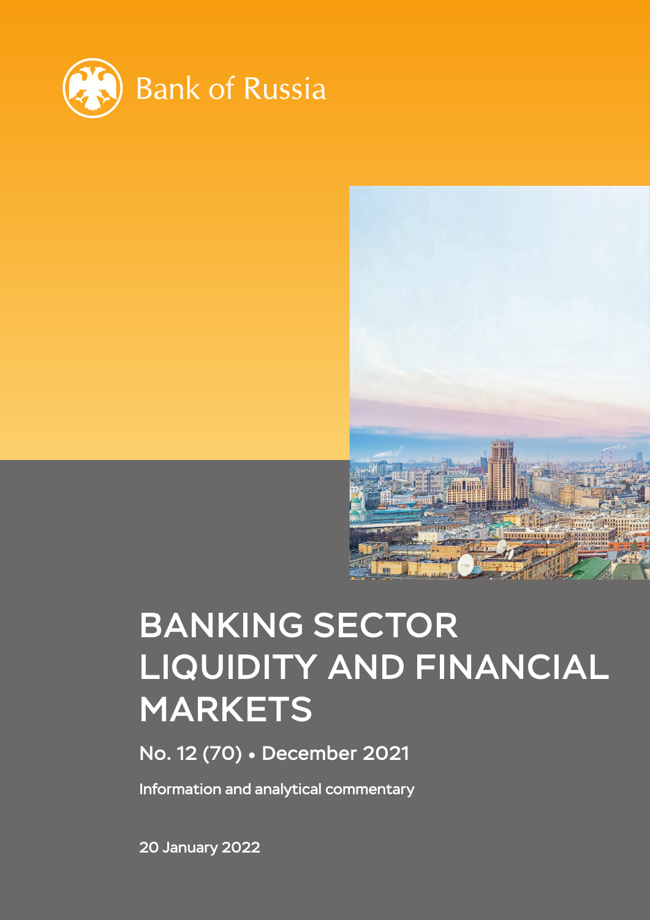Bank of Russia

# BANKING SECTOR LIQUIDITY AND FINANCIAL MARKETS

No. 12 (70) • December 2021

Information and analytical commentary

20 January 2022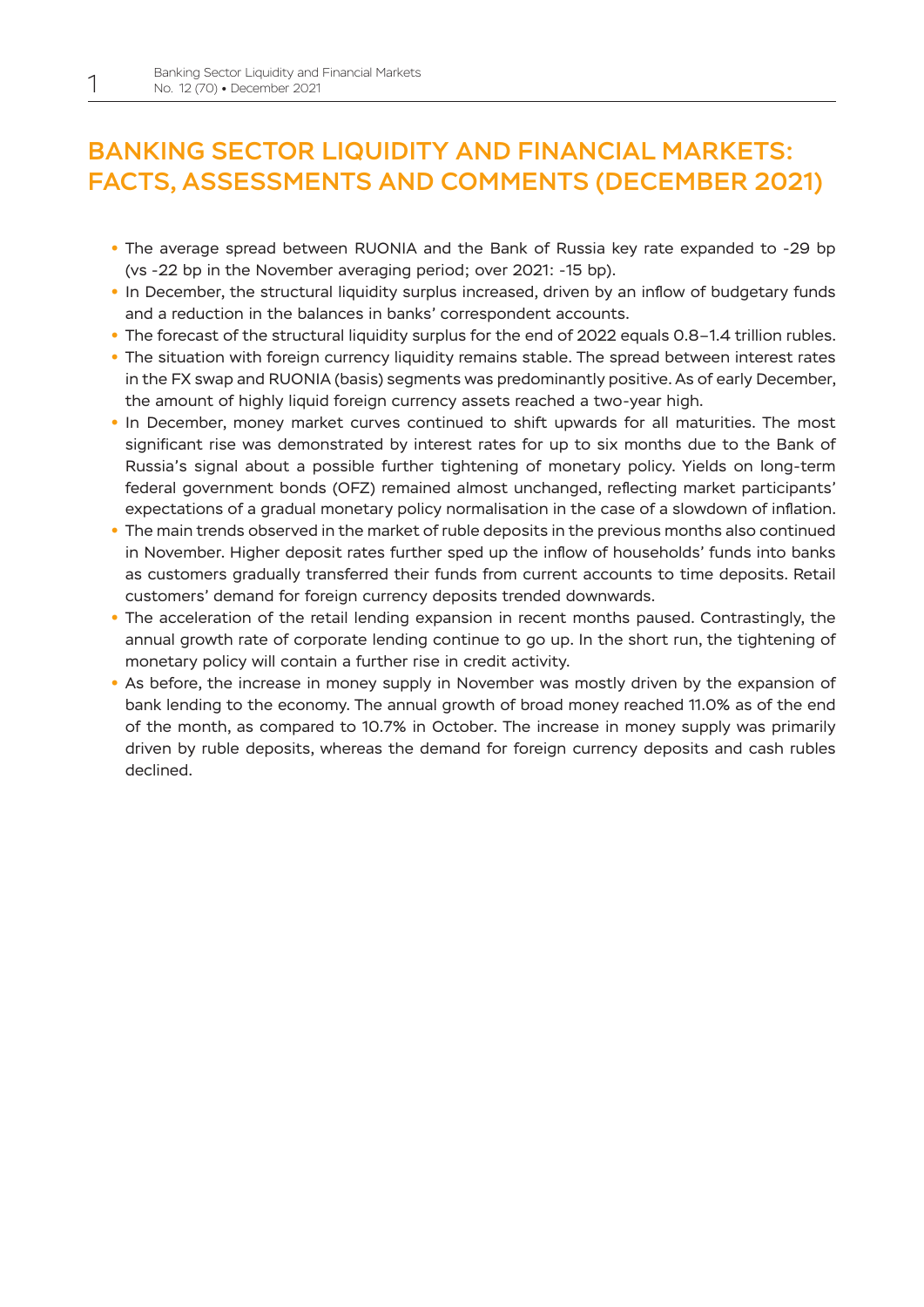# BANKING SECTOR LIQUIDITY AND FINANCIAL MARKETS: FACTS, ASSESSMENTS AND COMMENTS (DECEMBER 2021)

- The average spread between RUONIA and the Bank of Russia key rate expanded to -29 bp (vs -22 bp in the November averaging period; over 2021: -15 bp).
- In December, the structural liquidity surplus increased, driven by an inflow of budgetary funds and a reduction in the balances in banks' correspondent accounts.
- The forecast of the structural liquidity surplus for the end of 2022 equals 0.8–1.4 trillion rubles.
- The situation with foreign currency liquidity remains stable. The spread between interest rates in the FX swap and RUONIA (basis) segments was predominantly positive. As of early December, the amount of highly liquid foreign currency assets reached a two-year high.
- In December, money market curves continued to shift upwards for all maturities. The most significant rise was demonstrated by interest rates for up to six months due to the Bank of Russia's signal about a possible further tightening of monetary policy. Yields on long-term federal government bonds (OFZ) remained almost unchanged, reflecting market participants' expectations of a gradual monetary policy normalisation in the case of a slowdown of inflation.
- The main trends observed in the market of ruble deposits in the previous months also continued in November. Higher deposit rates further sped up the inflow of households' funds into banks as customers gradually transferred their funds from current accounts to time deposits. Retail customers' demand for foreign currency deposits trended downwards.
- The acceleration of the retail lending expansion in recent months paused. Contrastingly, the annual growth rate of corporate lending continue to go up. In the short run, the tightening of monetary policy will contain a further rise in credit activity.
- As before, the increase in money supply in November was mostly driven by the expansion of bank lending to the economy. The annual growth of broad money reached 11.0% as of the end of the month, as compared to 10.7% in October. The increase in money supply was primarily driven by ruble deposits, whereas the demand for foreign currency deposits and cash rubles declined.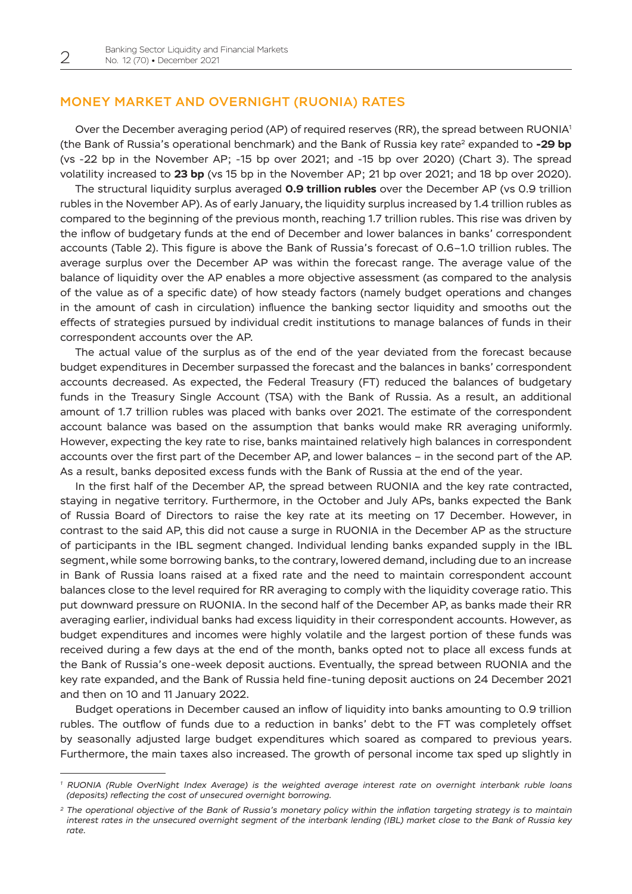## MONEY MARKET AND OVERNIGHT (RUONIA) RATES

Over the December averaging period (AP) of required reserves (RR), the spread between RUONIA[1] (the Bank of Russia's operational benchmark) and the Bank of Russia key rate[2] expanded to **-29 bp** (vs -22 bp in the November AP; -15 bp over 2021; and -15 bp over 2020) (Chart 3). The spread volatility increased to **23 bp** (vs 15 bp in the November AP; 21 bp over 2021; and 18 bp over 2020).

The structural liquidity surplus averaged **0.9 trillion rubles** over the December AP (vs 0.9 trillion rubles in the November AP). As of early January, the liquidity surplus increased by 1.4 trillion rubles as compared to the beginning of the previous month, reaching 1.7 trillion rubles. This rise was driven by the inflow of budgetary funds at the end of December and lower balances in banks' correspondent accounts (Table 2). This figure is above the Bank of Russia's forecast of 0.6–1.0 trillion rubles. The average surplus over the December AP was within the forecast range. The average value of the balance of liquidity over the AP enables a more objective assessment (as compared to the analysis of the value as of a specific date) of how steady factors (namely budget operations and changes in the amount of cash in circulation) influence the banking sector liquidity and smooths out the effects of strategies pursued by individual credit institutions to manage balances of funds in their correspondent accounts over the AP.

The actual value of the surplus as of the end of the year deviated from the forecast because budget expenditures in December surpassed the forecast and the balances in banks' correspondent accounts decreased. As expected, the Federal Treasury (FT) reduced the balances of budgetary funds in the Treasury Single Account (TSA) with the Bank of Russia. As a result, an additional amount of 1.7 trillion rubles was placed with banks over 2021. The estimate of the correspondent account balance was based on the assumption that banks would make RR averaging uniformly. However, expecting the key rate to rise, banks maintained relatively high balances in correspondent accounts over the first part of the December AP, and lower balances – in the second part of the AP. As a result, banks deposited excess funds with the Bank of Russia at the end of the year.

In the first half of the December AP, the spread between RUONIA and the key rate contracted, staying in negative territory. Furthermore, in the October and July APs, banks expected the Bank of Russia Board of Directors to raise the key rate at its meeting on 17 December. However, in contrast to the said AP, this did not cause a surge in RUONIA in the December AP as the structure of participants in the IBL segment changed. Individual lending banks expanded supply in the IBL segment, while some borrowing banks, to the contrary, lowered demand, including due to an increase in Bank of Russia loans raised at a fixed rate and the need to maintain correspondent account balances close to the level required for RR averaging to comply with the liquidity coverage ratio. This put downward pressure on RUONIA. In the second half of the December AP, as banks made their RR averaging earlier, individual banks had excess liquidity in their correspondent accounts. However, as budget expenditures and incomes were highly volatile and the largest portion of these funds was received during a few days at the end of the month, banks opted not to place all excess funds at the Bank of Russia's one-week deposit auctions. Eventually, the spread between RUONIA and the key rate expanded, and the Bank of Russia held fine-tuning deposit auctions on 24 December 2021 and then on 10 and 11 January 2022.

Budget operations in December caused an inflow of liquidity into banks amounting to 0.9 trillion rubles. The outflow of funds due to a reduction in banks' debt to the FT was completely offset by seasonally adjusted large budget expenditures which soared as compared to previous years. Furthermore, the main taxes also increased. The growth of personal income tax sped up slightly in

---

[1] *RUONIA (Ruble OverNight Index Average) is the weighted average interest rate on overnight interbank ruble loans (deposits) reflecting the cost of unsecured overnight borrowing.*

[2] *The operational objective of the Bank of Russia's monetary policy within the inflation targeting strategy is to maintain interest rates in the unsecured overnight segment of the interbank lending (IBL) market close to the Bank of Russia key rate.*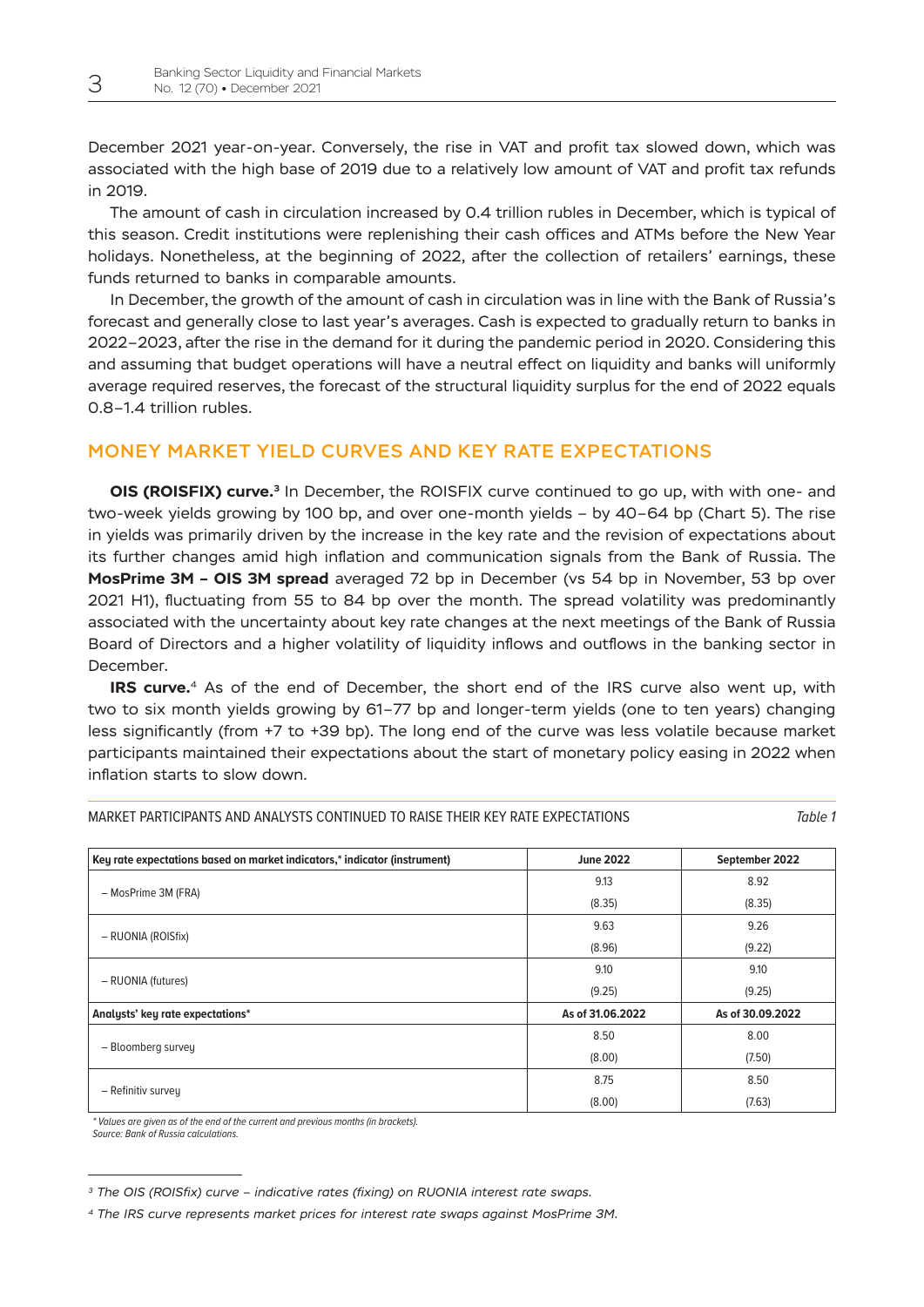December 2021 year-on-year. Conversely, the rise in VAT and profit tax slowed down, which was associated with the high base of 2019 due to a relatively low amount of VAT and profit tax refunds in 2019.

The amount of cash in circulation increased by 0.4 trillion rubles in December, which is typical of this season. Credit institutions were replenishing their cash offices and ATMs before the New Year holidays. Nonetheless, at the beginning of 2022, after the collection of retailers' earnings, these funds returned to banks in comparable amounts.

In December, the growth of the amount of cash in circulation was in line with the Bank of Russia's forecast and generally close to last year's averages. Cash is expected to gradually return to banks in 2022–2023, after the rise in the demand for it during the pandemic period in 2020. Considering this and assuming that budget operations will have a neutral effect on liquidity and banks will uniformly average required reserves, the forecast of the structural liquidity surplus for the end of 2022 equals 0.8–1.4 trillion rubles.

## MONEY MARKET YIELD CURVES AND KEY RATE EXPECTATIONS

**OIS (ROISFIX) curve.**[3] In December, the ROISFIX curve continued to go up, with with one- and two-week yields growing by 100 bp, and over one-month yields – by 40–64 bp (Chart 5). The rise in yields was primarily driven by the increase in the key rate and the revision of expectations about its further changes amid high inflation and communication signals from the Bank of Russia. The **MosPrime 3M – OIS 3M spread** averaged 72 bp in December (vs 54 bp in November, 53 bp over 2021 H1), fluctuating from 55 to 84 bp over the month. The spread volatility was predominantly associated with the uncertainty about key rate changes at the next meetings of the Bank of Russia Board of Directors and a higher volatility of liquidity inflows and outflows in the banking sector in December.

**IRS curve.**[4] As of the end of December, the short end of the IRS curve also went up, with two to six month yields growing by 61–77 bp and longer-term yields (one to ten years) changing less significantly (from +7 to +39 bp). The long end of the curve was less volatile because market participants maintained their expectations about the start of monetary policy easing in 2022 when inflation starts to slow down.

MARKET PARTICIPANTS AND ANALYSTS CONTINUED TO RAISE THEIR KEY RATE EXPECTATIONS

*Table 1*

| Key rate expectations based on market indicators,* indicator (instrument) | June 2022 | September 2022 |
|---|---|---|
| – MosPrime 3M (FRA) | 9.13<br>(8.35) | 8.92<br>(8.35) |
| – RUONIA (ROISfix) | 9.63<br>(8.96) | 9.26<br>(9.22) |
| – RUONIA (futures) | 9.10<br>(9.25) | 9.10<br>(9.25) |
| **Analysts' key rate expectations*** | **As of 31.06.2022** | **As of 30.09.2022** |
| – Bloomberg survey | 8.50<br>(8.00) | 8.00<br>(7.50) |
| – Refinitiv survey | 8.75<br>(8.00) | 8.50<br>(7.63) |

*\* Values are given as of the end of the current and previous months (in brackets).*
*Source: Bank of Russia calculations.*

[3] *The OIS (ROISfix) curve – indicative rates (fixing) on RUONIA interest rate swaps.*

[4] *The IRS curve represents market prices for interest rate swaps against MosPrime 3M.*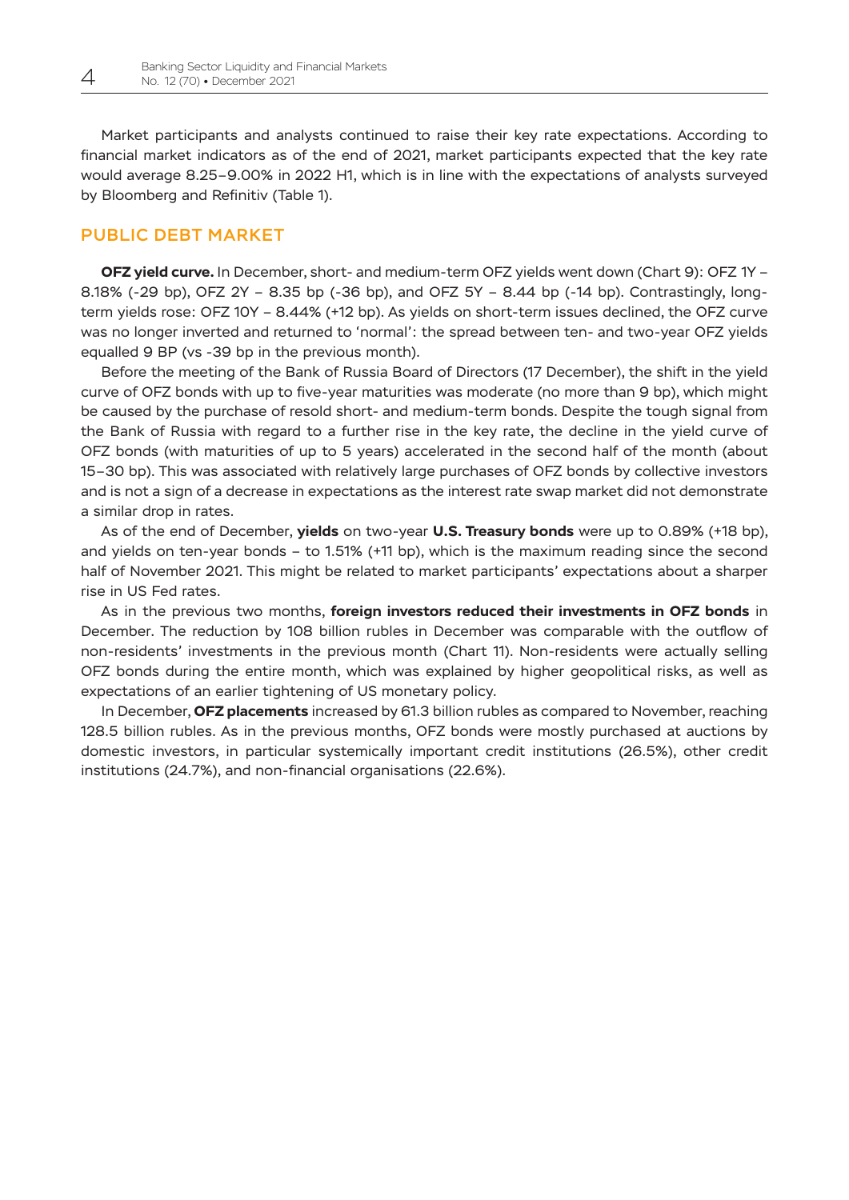Market participants and analysts continued to raise their key rate expectations. According to financial market indicators as of the end of 2021, market participants expected that the key rate would average 8.25–9.00% in 2022 H1, which is in line with the expectations of analysts surveyed by Bloomberg and Refinitiv (Table 1).

## PUBLIC DEBT MARKET

**OFZ yield curve.** In December, short- and medium-term OFZ yields went down (Chart 9): OFZ 1Y – 8.18% (-29 bp), OFZ 2Y – 8.35 bp (-36 bp), and OFZ 5Y – 8.44 bp (-14 bp). Contrastingly, long-term yields rose: OFZ 10Y – 8.44% (+12 bp). As yields on short-term issues declined, the OFZ curve was no longer inverted and returned to 'normal': the spread between ten- and two-year OFZ yields equalled 9 BP (vs -39 bp in the previous month).

Before the meeting of the Bank of Russia Board of Directors (17 December), the shift in the yield curve of OFZ bonds with up to five-year maturities was moderate (no more than 9 bp), which might be caused by the purchase of resold short- and medium-term bonds. Despite the tough signal from the Bank of Russia with regard to a further rise in the key rate, the decline in the yield curve of OFZ bonds (with maturities of up to 5 years) accelerated in the second half of the month (about 15–30 bp). This was associated with relatively large purchases of OFZ bonds by collective investors and is not a sign of a decrease in expectations as the interest rate swap market did not demonstrate a similar drop in rates.

As of the end of December, **yields** on two-year **U.S. Treasury bonds** were up to 0.89% (+18 bp), and yields on ten-year bonds – to 1.51% (+11 bp), which is the maximum reading since the second half of November 2021. This might be related to market participants' expectations about a sharper rise in US Fed rates.

As in the previous two months, **foreign investors reduced their investments in OFZ bonds** in December. The reduction by 108 billion rubles in December was comparable with the outflow of non-residents' investments in the previous month (Chart 11). Non-residents were actually selling OFZ bonds during the entire month, which was explained by higher geopolitical risks, as well as expectations of an earlier tightening of US monetary policy.

In December, **OFZ placements** increased by 61.3 billion rubles as compared to November, reaching 128.5 billion rubles. As in the previous months, OFZ bonds were mostly purchased at auctions by domestic investors, in particular systemically important credit institutions (26.5%), other credit institutions (24.7%), and non-financial organisations (22.6%).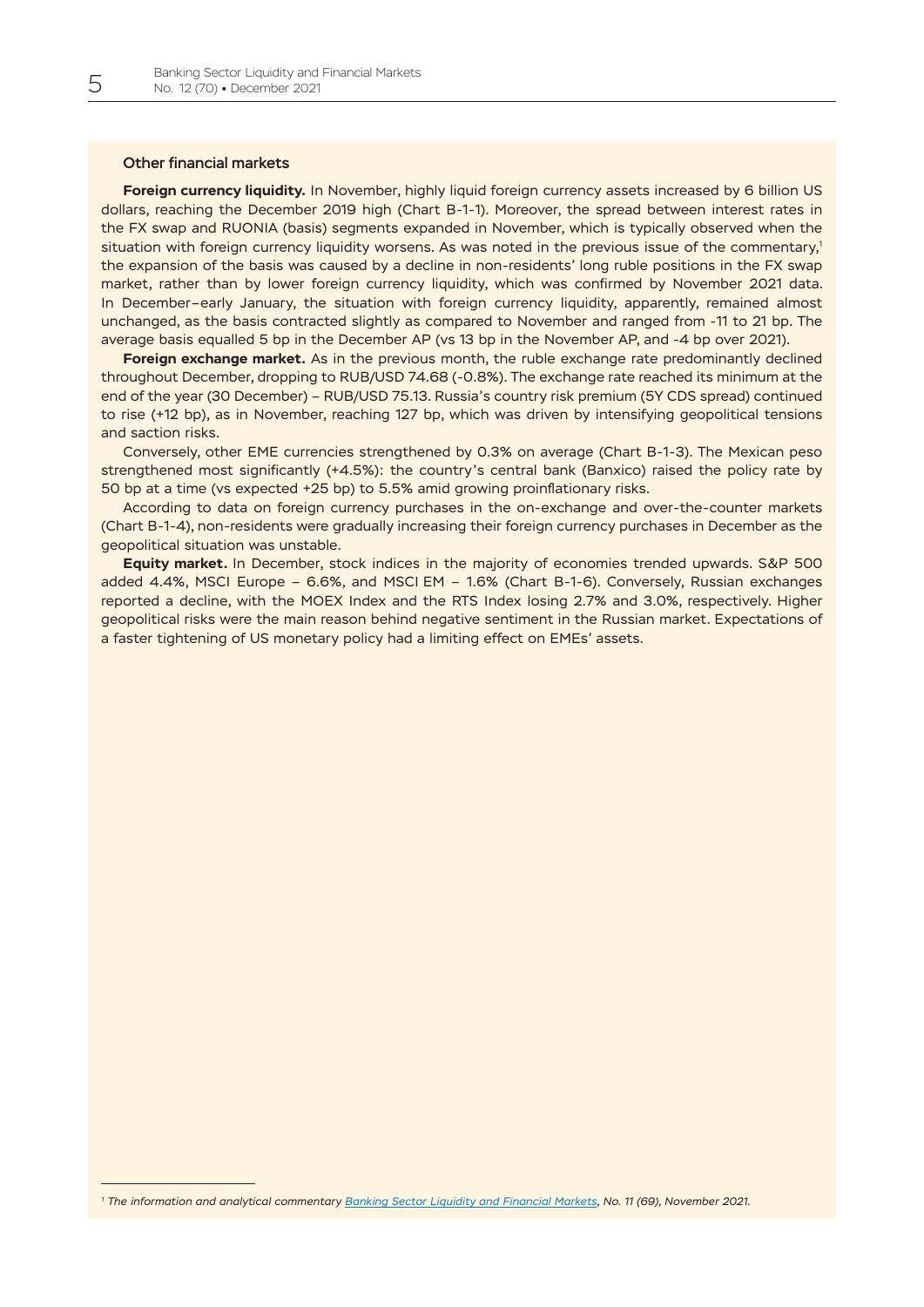### Other financial markets

**Foreign currency liquidity.** In November, highly liquid foreign currency assets increased by 6 billion US dollars, reaching the December 2019 high (Chart B-1-1). Moreover, the spread between interest rates in the FX swap and RUONIA (basis) segments expanded in November, which is typically observed when the situation with foreign currency liquidity worsens. As was noted in the previous issue of the commentary,[1] the expansion of the basis was caused by a decline in non-residents' long ruble positions in the FX swap market, rather than by lower foreign currency liquidity, which was confirmed by November 2021 data. In December–early January, the situation with foreign currency liquidity, apparently, remained almost unchanged, as the basis contracted slightly as compared to November and ranged from -11 to 21 bp. The average basis equalled 5 bp in the December AP (vs 13 bp in the November AP, and -4 bp over 2021).

**Foreign exchange market.** As in the previous month, the ruble exchange rate predominantly declined throughout December, dropping to RUB/USD 74.68 (-0.8%). The exchange rate reached its minimum at the end of the year (30 December) – RUB/USD 75.13. Russia's country risk premium (5Y CDS spread) continued to rise (+12 bp), as in November, reaching 127 bp, which was driven by intensifying geopolitical tensions and saction risks.

Conversely, other EME currencies strengthened by 0.3% on average (Chart B-1-3). The Mexican peso strengthened most significantly (+4.5%): the country's central bank (Banxico) raised the policy rate by 50 bp at a time (vs expected +25 bp) to 5.5% amid growing proinflationary risks.

According to data on foreign currency purchases in the on-exchange and over-the-counter markets (Chart B-1-4), non-residents were gradually increasing their foreign currency purchases in December as the geopolitical situation was unstable.

**Equity market.** In December, stock indices in the majority of economies trended upwards. S&P 500 added 4.4%, MSCI Europe – 6.6%, and MSCI EM – 1.6% (Chart B-1-6). Conversely, Russian exchanges reported a decline, with the MOEX Index and the RTS Index losing 2.7% and 3.0%, respectively. Higher geopolitical risks were the main reason behind negative sentiment in the Russian market. Expectations of a faster tightening of US monetary policy had a limiting effect on EMEs' assets.

---

[1] *The information and analytical commentary Banking Sector Liquidity and Financial Markets, No. 11 (69), November 2021.*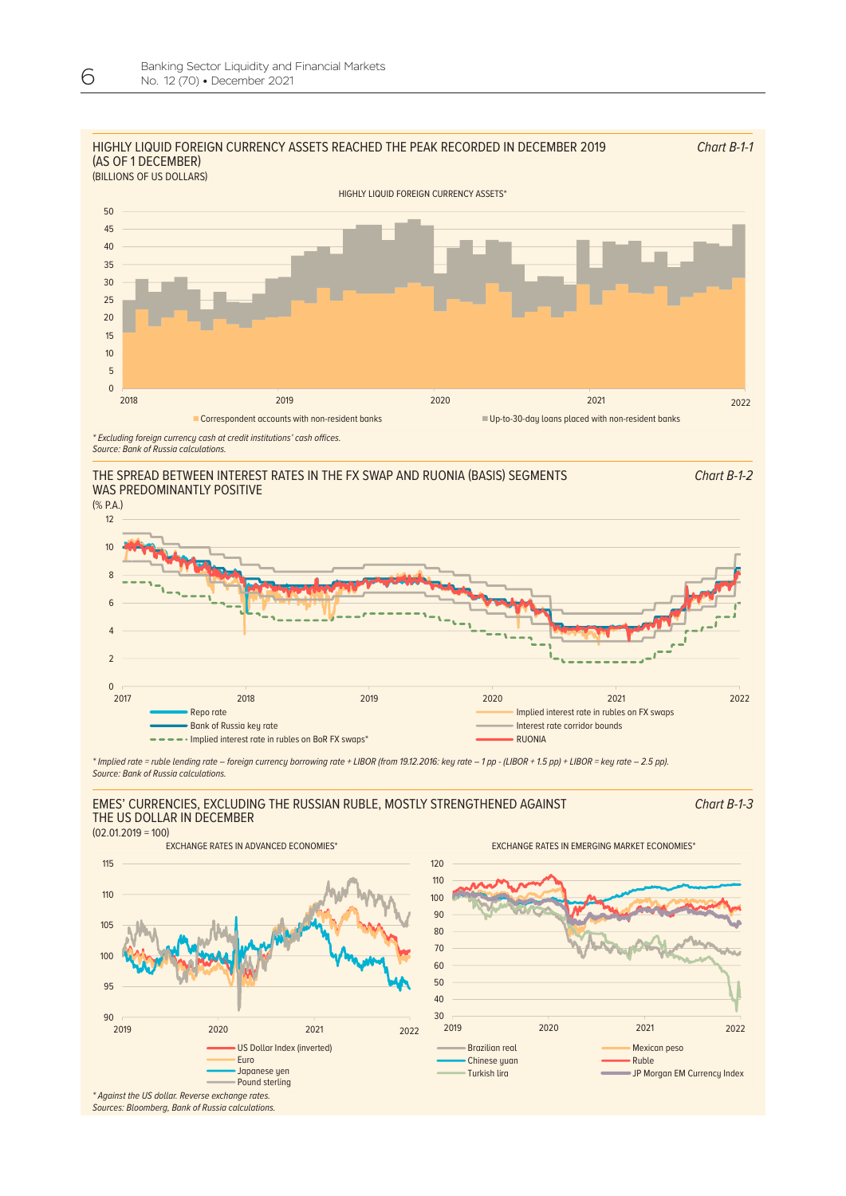HIGHLY LIQUID FOREIGN CURRENCY ASSETS REACHED THE PEAK RECORDED IN DECEMBER 2019 (AS OF 1 DECEMBER)
(BILLIONS OF US DOLLARS)

*Chart B-1-1*

HIGHLY LIQUID FOREIGN CURRENCY ASSETS*

Correspondent accounts with non-resident banks
Up-to-30-day loans placed with non-resident banks

\* *Excluding foreign currency cash at credit institutions' cash offices.*
*Source: Bank of Russia calculations.*

THE SPREAD BETWEEN INTEREST RATES IN THE FX SWAP AND RUONIA (BASIS) SEGMENTS WAS PREDOMINANTLY POSITIVE
(% P.A.)

*Chart B-1-2*

Repo rate
Bank of Russia key rate
Implied interest rate in rubles on BoR FX swaps*
Implied interest rate in rubles on FX swaps
Interest rate corridor bounds
RUONIA

\* *Implied rate = ruble lending rate – foreign currency borrowing rate + LIBOR (from 19.12.2016: key rate – 1 pp - (LIBOR + 1.5 pp) + LIBOR = key rate – 2.5 pp).*
*Source: Bank of Russia calculations.*

EMES' CURRENCIES, EXCLUDING THE RUSSIAN RUBLE, MOSTLY STRENGTHENED AGAINST THE US DOLLAR IN DECEMBER
(02.01.2019 = 100)

*Chart B-1-3*

EXCHANGE RATES IN ADVANCED ECONOMIES*

US Dollar Index (inverted)
Euro
Japanese yen
Pound sterling

EXCHANGE RATES IN EMERGING MARKET ECONOMIES*

Brazilian real
Chinese yuan
Turkish lira
Mexican peso
Ruble
JP Morgan EM Currency Index

\* *Against the US dollar. Reverse exchange rates.*
*Sources: Bloomberg, Bank of Russia calculations.*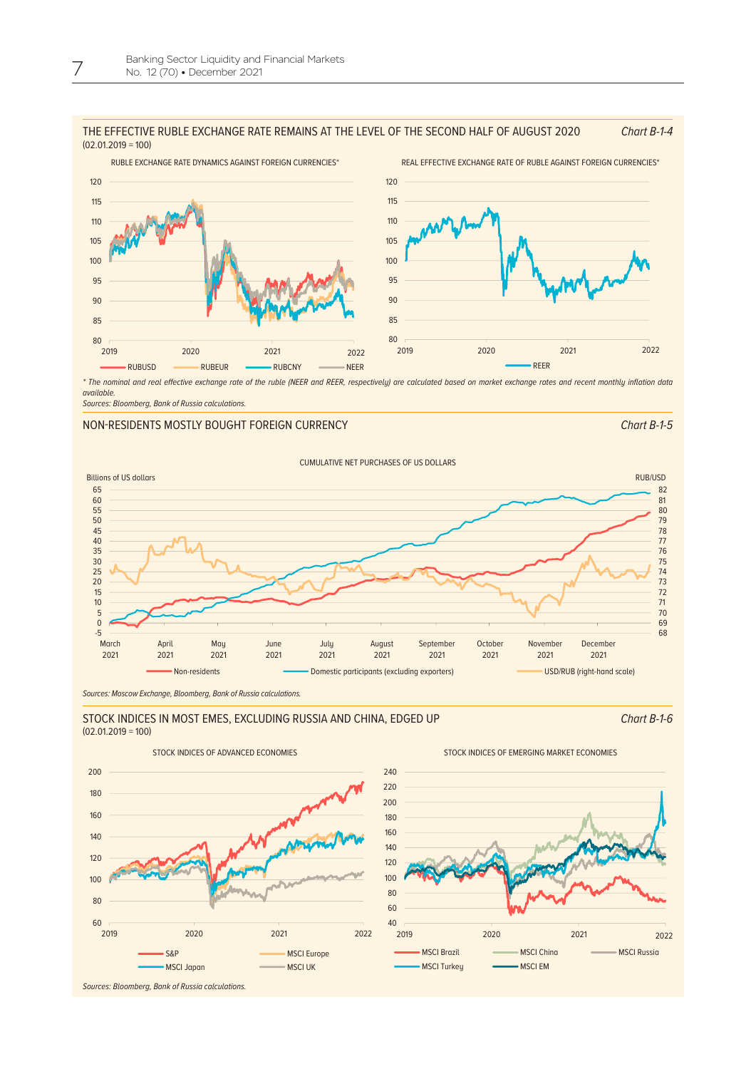THE EFFECTIVE RUBLE EXCHANGE RATE REMAINS AT THE LEVEL OF THE SECOND HALF OF AUGUST 2020

*Chart B-1-4*

(02.01.2019 = 100)

RUBLE EXCHANGE RATE DYNAMICS AGAINST FOREIGN CURRENCIES*

REAL EFFECTIVE EXCHANGE RATE OF RUBLE AGAINST FOREIGN CURRENCIES*

*\* The nominal and real effective exchange rate of the ruble (NEER and REER, respectively) are calculated based on market exchange rates and recent monthly inflation data available.*

*Sources: Bloomberg, Bank of Russia calculations.*

NON-RESIDENTS MOSTLY BOUGHT FOREIGN CURRENCY

*Chart B-1-5*

CUMULATIVE NET PURCHASES OF US DOLLARS

*Sources: Moscow Exchange, Bloomberg, Bank of Russia calculations.*

STOCK INDICES IN MOST EMES, EXCLUDING RUSSIA AND CHINA, EDGED UP

*Chart B-1-6*

(02.01.2019 = 100)

STOCK INDICES OF ADVANCED ECONOMIES

STOCK INDICES OF EMERGING MARKET ECONOMIES

*Sources: Bloomberg, Bank of Russia calculations.*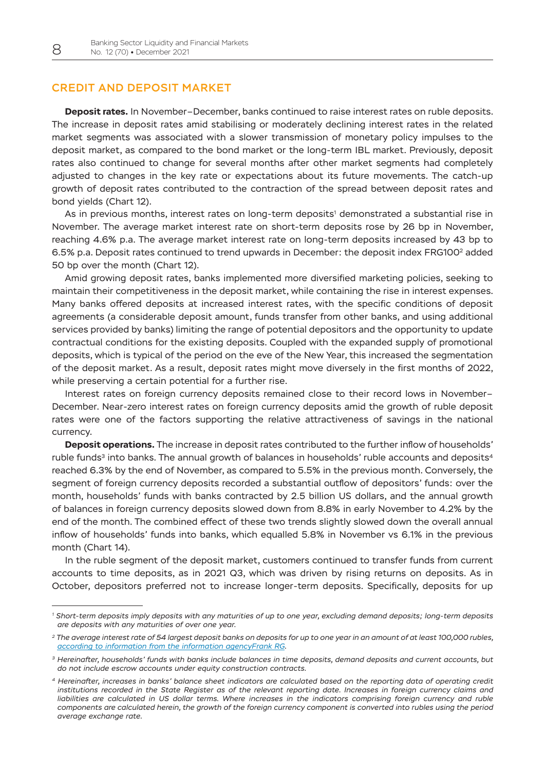## CREDIT AND DEPOSIT MARKET

**Deposit rates.** In November–December, banks continued to raise interest rates on ruble deposits. The increase in deposit rates amid stabilising or moderately declining interest rates in the related market segments was associated with a slower transmission of monetary policy impulses to the deposit market, as compared to the bond market or the long-term IBL market. Previously, deposit rates also continued to change for several months after other market segments had completely adjusted to changes in the key rate or expectations about its future movements. The catch-up growth of deposit rates contributed to the contraction of the spread between deposit rates and bond yields (Chart 12).

As in previous months, interest rates on long-term deposits[1] demonstrated a substantial rise in November. The average market interest rate on short-term deposits rose by 26 bp in November, reaching 4.6% p.a. The average market interest rate on long-term deposits increased by 43 bp to 6.5% p.a. Deposit rates continued to trend upwards in December: the deposit index FRG100[2] added 50 bp over the month (Chart 12).

Amid growing deposit rates, banks implemented more diversified marketing policies, seeking to maintain their competitiveness in the deposit market, while containing the rise in interest expenses. Many banks offered deposits at increased interest rates, with the specific conditions of deposit agreements (a considerable deposit amount, funds transfer from other banks, and using additional services provided by banks) limiting the range of potential depositors and the opportunity to update contractual conditions for the existing deposits. Coupled with the expanded supply of promotional deposits, which is typical of the period on the eve of the New Year, this increased the segmentation of the deposit market. As a result, deposit rates might move diversely in the first months of 2022, while preserving a certain potential for a further rise.

Interest rates on foreign currency deposits remained close to their record lows in November–December. Near-zero interest rates on foreign currency deposits amid the growth of ruble deposit rates were one of the factors supporting the relative attractiveness of savings in the national currency.

**Deposit operations.** The increase in deposit rates contributed to the further inflow of households' ruble funds[3] into banks. The annual growth of balances in households' ruble accounts and deposits[4] reached 6.3% by the end of November, as compared to 5.5% in the previous month. Conversely, the segment of foreign currency deposits recorded a substantial outflow of depositors' funds: over the month, households' funds with banks contracted by 2.5 billion US dollars, and the annual growth of balances in foreign currency deposits slowed down from 8.8% in early November to 4.2% by the end of the month. The combined effect of these two trends slightly slowed down the overall annual inflow of households' funds into banks, which equalled 5.8% in November vs 6.1% in the previous month (Chart 14).

In the ruble segment of the deposit market, customers continued to transfer funds from current accounts to time deposits, as in 2021 Q3, which was driven by rising returns on deposits. As in October, depositors preferred not to increase longer-term deposits. Specifically, deposits for up

---

[1] *Short-term deposits imply deposits with any maturities of up to one year, excluding demand deposits; long-term deposits are deposits with any maturities of over one year.*

[2] *The average interest rate of 54 largest deposit banks on deposits for up to one year in an amount of at least 100,000 rubles, according to information from the information agencyFrank RG.*

[3] *Hereinafter, households' funds with banks include balances in time deposits, demand deposits and current accounts, but do not include escrow accounts under equity construction contracts.*

[4] *Hereinafter, increases in banks' balance sheet indicators are calculated based on the reporting data of operating credit institutions recorded in the State Register as of the relevant reporting date. Increases in foreign currency claims and liabilities are calculated in US dollar terms. Where increases in the indicators comprising foreign currency and ruble components are calculated herein, the growth of the foreign currency component is converted into rubles using the period average exchange rate.*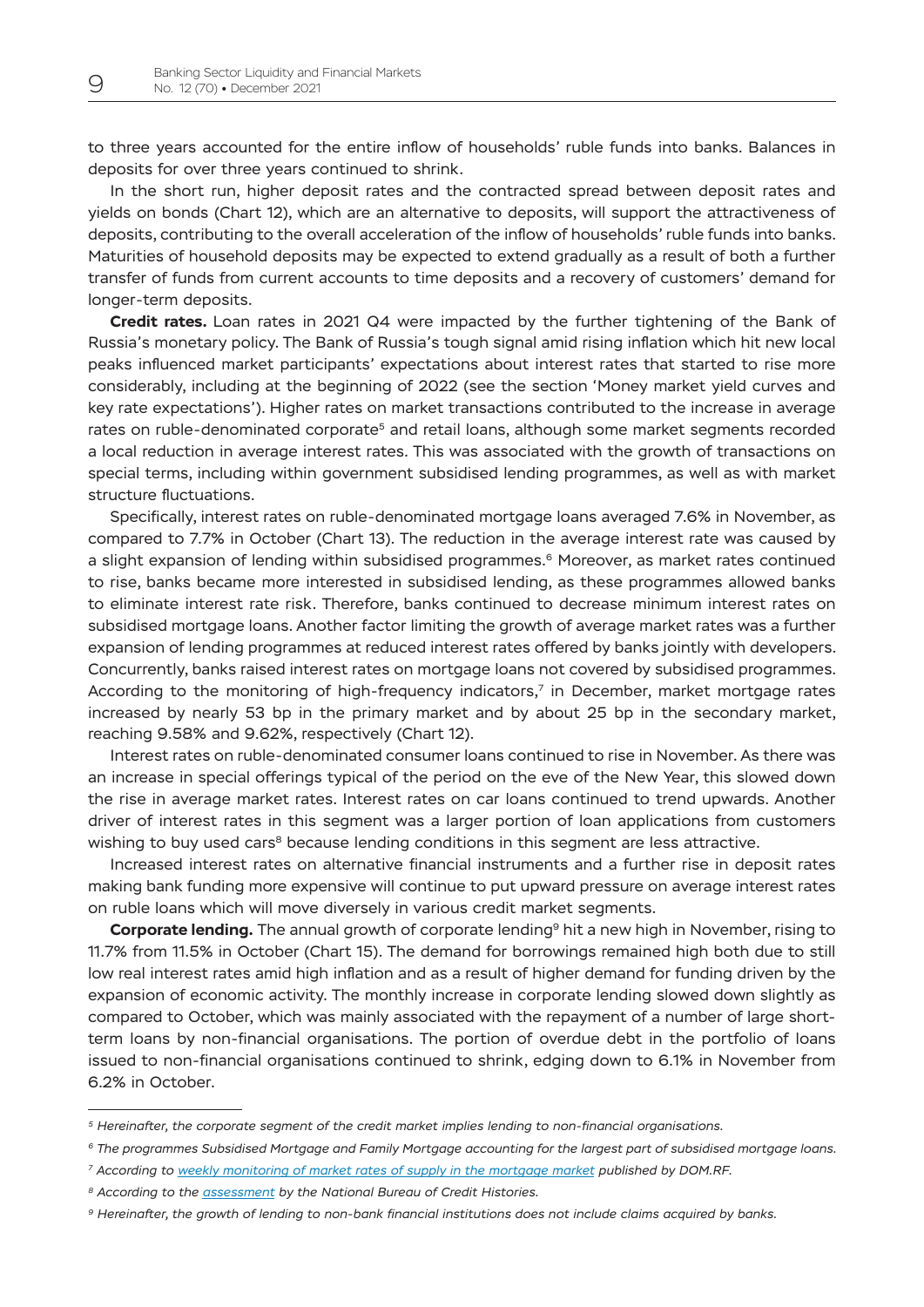to three years accounted for the entire inflow of households' ruble funds into banks. Balances in deposits for over three years continued to shrink.

In the short run, higher deposit rates and the contracted spread between deposit rates and yields on bonds (Chart 12), which are an alternative to deposits, will support the attractiveness of deposits, contributing to the overall acceleration of the inflow of households' ruble funds into banks. Maturities of household deposits may be expected to extend gradually as a result of both a further transfer of funds from current accounts to time deposits and a recovery of customers' demand for longer-term deposits.

**Credit rates.** Loan rates in 2021 Q4 were impacted by the further tightening of the Bank of Russia's monetary policy. The Bank of Russia's tough signal amid rising inflation which hit new local peaks influenced market participants' expectations about interest rates that started to rise more considerably, including at the beginning of 2022 (see the section 'Money market yield curves and key rate expectations'). Higher rates on market transactions contributed to the increase in average rates on ruble-denominated corporate[5] and retail loans, although some market segments recorded a local reduction in average interest rates. This was associated with the growth of transactions on special terms, including within government subsidised lending programmes, as well as with market structure fluctuations.

Specifically, interest rates on ruble-denominated mortgage loans averaged 7.6% in November, as compared to 7.7% in October (Chart 13). The reduction in the average interest rate was caused by a slight expansion of lending within subsidised programmes.[6] Moreover, as market rates continued to rise, banks became more interested in subsidised lending, as these programmes allowed banks to eliminate interest rate risk. Therefore, banks continued to decrease minimum interest rates on subsidised mortgage loans. Another factor limiting the growth of average market rates was a further expansion of lending programmes at reduced interest rates offered by banks jointly with developers. Concurrently, banks raised interest rates on mortgage loans not covered by subsidised programmes. According to the monitoring of high-frequency indicators,[7] in December, market mortgage rates increased by nearly 53 bp in the primary market and by about 25 bp in the secondary market, reaching 9.58% and 9.62%, respectively (Chart 12).

Interest rates on ruble-denominated consumer loans continued to rise in November. As there was an increase in special offerings typical of the period on the eve of the New Year, this slowed down the rise in average market rates. Interest rates on car loans continued to trend upwards. Another driver of interest rates in this segment was a larger portion of loan applications from customers wishing to buy used cars[8] because lending conditions in this segment are less attractive.

Increased interest rates on alternative financial instruments and a further rise in deposit rates making bank funding more expensive will continue to put upward pressure on average interest rates on ruble loans which will move diversely in various credit market segments.

**Corporate lending.** The annual growth of corporate lending[9] hit a new high in November, rising to 11.7% from 11.5% in October (Chart 15). The demand for borrowings remained high both due to still low real interest rates amid high inflation and as a result of higher demand for funding driven by the expansion of economic activity. The monthly increase in corporate lending slowed down slightly as compared to October, which was mainly associated with the repayment of a number of large short-term loans by non-financial organisations. The portion of overdue debt in the portfolio of loans issued to non-financial organisations continued to shrink, edging down to 6.1% in November from 6.2% in October.

---

*[5] Hereinafter, the corporate segment of the credit market implies lending to non-financial organisations.*

*[6] The programmes Subsidised Mortgage and Family Mortgage accounting for the largest part of subsidised mortgage loans.*

*[7] According to weekly monitoring of market rates of supply in the mortgage market published by DOM.RF.*

*[8] According to the assessment by the National Bureau of Credit Histories.*

*[9] Hereinafter, the growth of lending to non-bank financial institutions does not include claims acquired by banks.*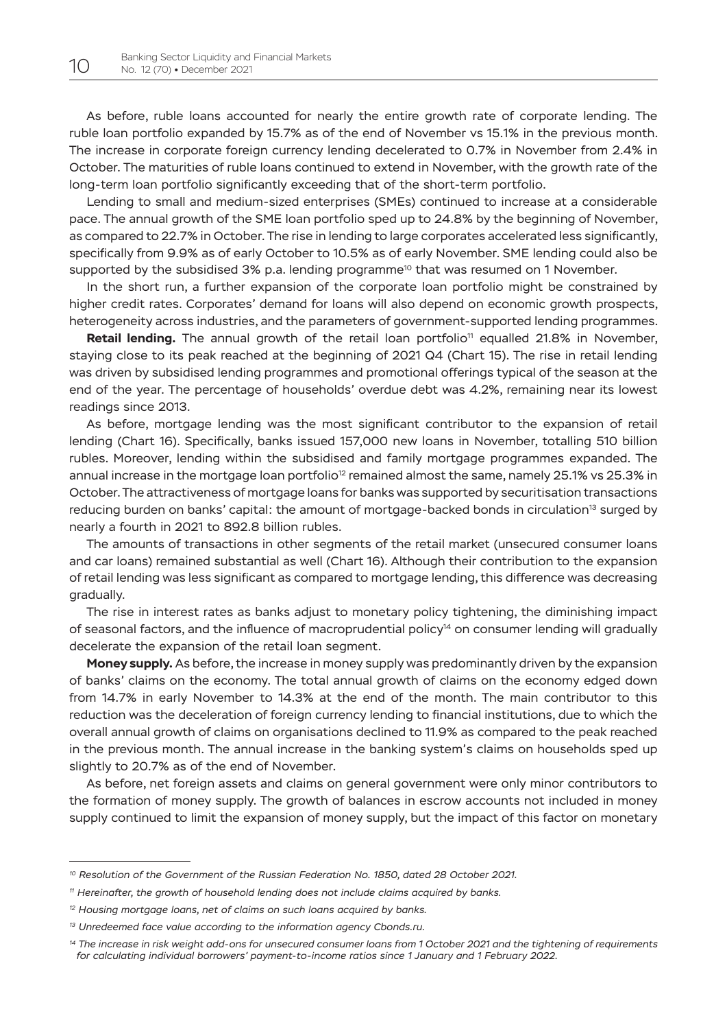As before, ruble loans accounted for nearly the entire growth rate of corporate lending. The ruble loan portfolio expanded by 15.7% as of the end of November vs 15.1% in the previous month. The increase in corporate foreign currency lending decelerated to 0.7% in November from 2.4% in October. The maturities of ruble loans continued to extend in November, with the growth rate of the long-term loan portfolio significantly exceeding that of the short-term portfolio.

Lending to small and medium-sized enterprises (SMEs) continued to increase at a considerable pace. The annual growth of the SME loan portfolio sped up to 24.8% by the beginning of November, as compared to 22.7% in October. The rise in lending to large corporates accelerated less significantly, specifically from 9.9% as of early October to 10.5% as of early November. SME lending could also be supported by the subsidised 3% p.a. lending programme[10] that was resumed on 1 November.

In the short run, a further expansion of the corporate loan portfolio might be constrained by higher credit rates. Corporates' demand for loans will also depend on economic growth prospects, heterogeneity across industries, and the parameters of government-supported lending programmes.

**Retail lending.** The annual growth of the retail loan portfolio[11] equalled 21.8% in November, staying close to its peak reached at the beginning of 2021 Q4 (Chart 15). The rise in retail lending was driven by subsidised lending programmes and promotional offerings typical of the season at the end of the year. The percentage of households' overdue debt was 4.2%, remaining near its lowest readings since 2013.

As before, mortgage lending was the most significant contributor to the expansion of retail lending (Chart 16). Specifically, banks issued 157,000 new loans in November, totalling 510 billion rubles. Moreover, lending within the subsidised and family mortgage programmes expanded. The annual increase in the mortgage loan portfolio[12] remained almost the same, namely 25.1% vs 25.3% in October. The attractiveness of mortgage loans for banks was supported by securitisation transactions reducing burden on banks' capital: the amount of mortgage-backed bonds in circulation[13] surged by nearly a fourth in 2021 to 892.8 billion rubles.

The amounts of transactions in other segments of the retail market (unsecured consumer loans and car loans) remained substantial as well (Chart 16). Although their contribution to the expansion of retail lending was less significant as compared to mortgage lending, this difference was decreasing gradually.

The rise in interest rates as banks adjust to monetary policy tightening, the diminishing impact of seasonal factors, and the influence of macroprudential policy[14] on consumer lending will gradually decelerate the expansion of the retail loan segment.

**Money supply.** As before, the increase in money supply was predominantly driven by the expansion of banks' claims on the economy. The total annual growth of claims on the economy edged down from 14.7% in early November to 14.3% at the end of the month. The main contributor to this reduction was the deceleration of foreign currency lending to financial institutions, due to which the overall annual growth of claims on organisations declined to 11.9% as compared to the peak reached in the previous month. The annual increase in the banking system's claims on households sped up slightly to 20.7% as of the end of November.

As before, net foreign assets and claims on general government were only minor contributors to the formation of money supply. The growth of balances in escrow accounts not included in money supply continued to limit the expansion of money supply, but the impact of this factor on monetary

---

*[10] Resolution of the Government of the Russian Federation No. 1850, dated 28 October 2021.*

*[11] Hereinafter, the growth of household lending does not include claims acquired by banks.*

*[12] Housing mortgage loans, net of claims on such loans acquired by banks.*

*[13] Unredeemed face value according to the information agency Cbonds.ru.*

*[14] The increase in risk weight add-ons for unsecured consumer loans from 1 October 2021 and the tightening of requirements for calculating individual borrowers' payment-to-income ratios since 1 January and 1 February 2022.*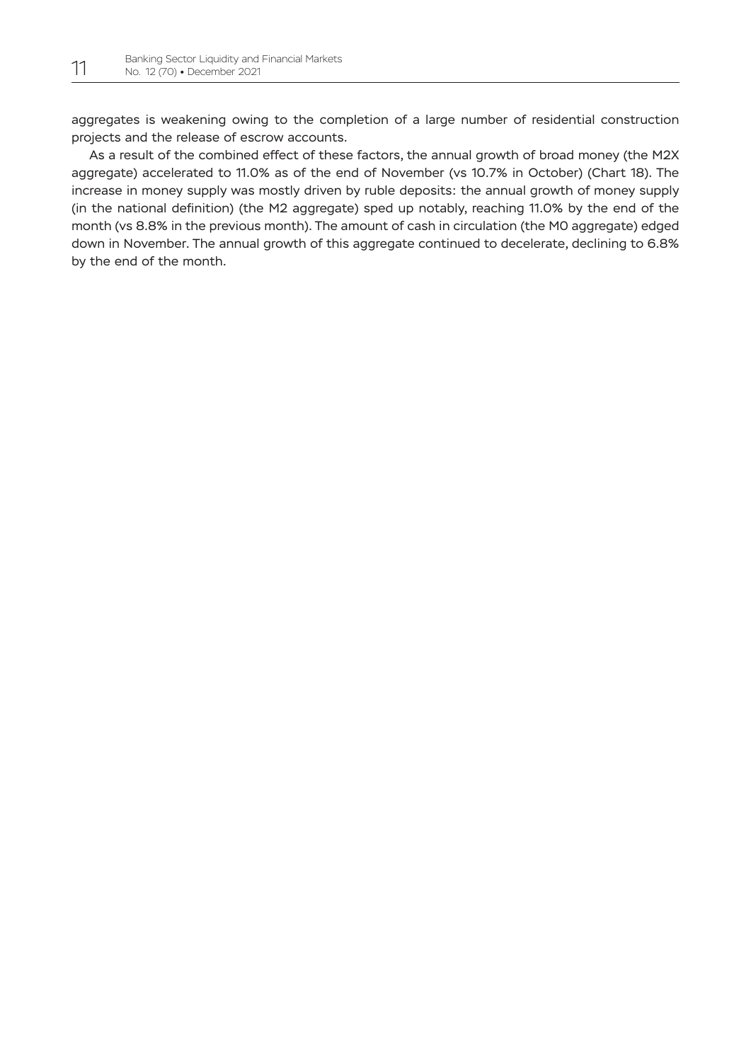aggregates is weakening owing to the completion of a large number of residential construction projects and the release of escrow accounts.

As a result of the combined effect of these factors, the annual growth of broad money (the M2X aggregate) accelerated to 11.0% as of the end of November (vs 10.7% in October) (Chart 18). The increase in money supply was mostly driven by ruble deposits: the annual growth of money supply (in the national definition) (the M2 aggregate) sped up notably, reaching 11.0% by the end of the month (vs 8.8% in the previous month). The amount of cash in circulation (the M0 aggregate) edged down in November. The annual growth of this aggregate continued to decelerate, declining to 6.8% by the end of the month.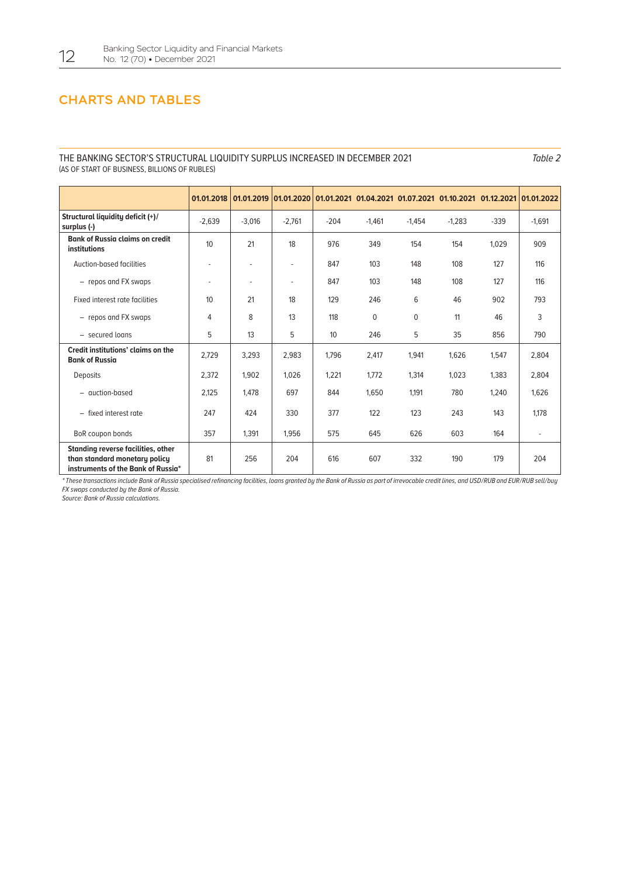## CHARTS AND TABLES

THE BANKING SECTOR'S STRUCTURAL LIQUIDITY SURPLUS INCREASED IN DECEMBER 2021 *Table 2*
(AS OF START OF BUSINESS, BILLIONS OF RUBLES)

| | 01.01.2018 | 01.01.2019 | 01.01.2020 | 01.01.2021 | 01.04.2021 | 01.07.2021 | 01.10.2021 | 01.12.2021 | 01.01.2022 |
|---|---|---|---|---|---|---|---|---|---|
| **Structural liquidity deficit (+)/ surplus (-)** | -2,639 | -3,016 | -2,761 | -204 | -1,461 | -1,454 | -1,283 | -339 | -1,691 |
| **Bank of Russia claims on credit institutions** | 10 | 21 | 18 | 976 | 349 | 154 | 154 | 1,029 | 909 |
| Auction-based facilities | - | - | - | 847 | 103 | 148 | 108 | 127 | 116 |
| – repos and FX swaps | - | - | - | 847 | 103 | 148 | 108 | 127 | 116 |
| Fixed interest rate facilities | 10 | 21 | 18 | 129 | 246 | 6 | 46 | 902 | 793 |
| – repos and FX swaps | 4 | 8 | 13 | 118 | 0 | 0 | 11 | 46 | 3 |
| – secured loans | 5 | 13 | 5 | 10 | 246 | 5 | 35 | 856 | 790 |
| **Credit institutions' claims on the Bank of Russia** | 2,729 | 3,293 | 2,983 | 1,796 | 2,417 | 1,941 | 1,626 | 1,547 | 2,804 |
| Deposits | 2,372 | 1,902 | 1,026 | 1,221 | 1,772 | 1,314 | 1,023 | 1,383 | 2,804 |
| – auction-based | 2,125 | 1,478 | 697 | 844 | 1,650 | 1,191 | 780 | 1,240 | 1,626 |
| – fixed interest rate | 247 | 424 | 330 | 377 | 122 | 123 | 243 | 143 | 1,178 |
| BoR coupon bonds | 357 | 1,391 | 1,956 | 575 | 645 | 626 | 603 | 164 | - |
| **Standing reverse facilities, other than standard monetary policy instruments of the Bank of Russia*** | 81 | 256 | 204 | 616 | 607 | 332 | 190 | 179 | 204 |

*\* These transactions include Bank of Russia specialised refinancing facilities, loans granted by the Bank of Russia as part of irrevocable credit lines, and USD/RUB and EUR/RUB sell/buy FX swaps conducted by the Bank of Russia.*
*Source: Bank of Russia calculations.*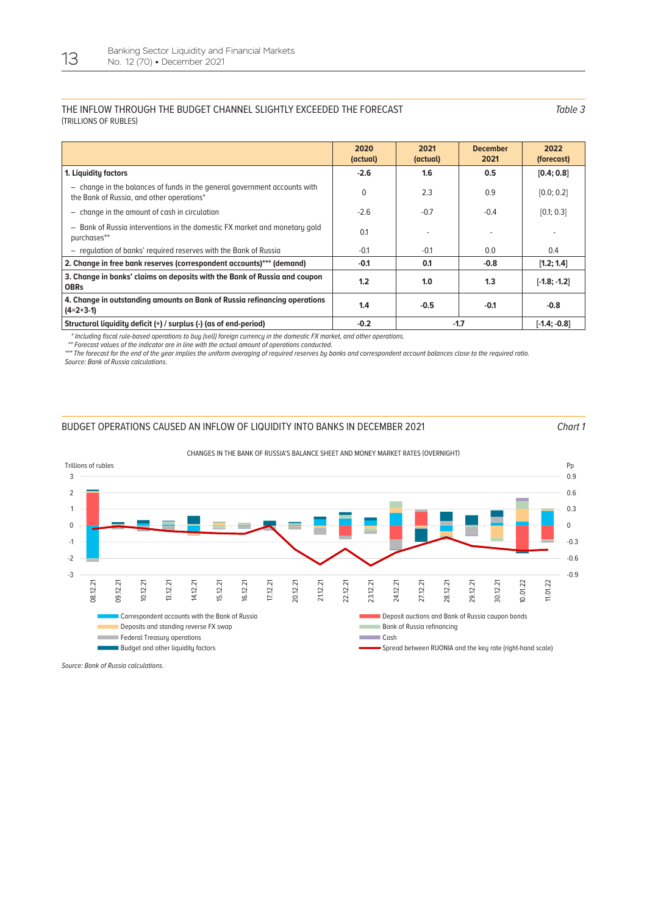THE INFLOW THROUGH THE BUDGET CHANNEL SLIGHTLY EXCEEDED THE FORECAST

(TRILLIONS OF RUBLES)

*Table 3*

| | 2020 (actual) | 2021 (actual) | December 2021 | 2022 (forecast) |
|---|---|---|---|---|
| **1. Liquidity factors** | **-2.6** | **1.6** | **0.5** | **[0.4; 0.8]** |
| – change in the balances of funds in the general government accounts with the Bank of Russia, and other operations* | 0 | 2.3 | 0.9 | [0.0; 0.2] |
| – change in the amount of cash in circulation | -2.6 | -0.7 | -0.4 | [0.1; 0.3] |
| – Bank of Russia interventions in the domestic FX market and monetary gold purchases** | 0.1 | - | - | - |
| – regulation of banks' required reserves with the Bank of Russia | -0.1 | -0.1 | 0.0 | 0.4 |
| **2. Change in free bank reserves (correspondent accounts)*** (demand)** | **-0.1** | **0.1** | **-0.8** | **[1.2; 1.4]** |
| **3. Change in banks' claims on deposits with the Bank of Russia and coupon OBRs** | **1.2** | **1.0** | **1.3** | **[-1.8; -1.2]** |
| **4. Change in outstanding amounts on Bank of Russia refinancing operations (4=2+3-1)** | **1.4** | **-0.5** | **-0.1** | **-0.8** |
| **Structural liquidity deficit (+) / surplus (-) (as of end-period)** | **-0.2** | **-1.7** | | **[-1.4; -0.8]** |

*\* Including fiscal rule-based operations to buy (sell) foreign currency in the domestic FX market, and other operations.*

*\*\* Forecast values of the indicator are in line with the actual amount of operations conducted.*

*\*\*\* The forecast for the end of the year implies the uniform averaging of required reserves by banks and correspondent account balances close to the required ratio.*

*Source: Bank of Russia calculations.*

BUDGET OPERATIONS CAUSED AN INFLOW OF LIQUIDITY INTO BANKS IN DECEMBER 2021

*Chart 1*

CHANGES IN THE BANK OF RUSSIA'S BALANCE SHEET AND MONEY MARKET RATES (OVERNIGHT)

Trillions of rubles | Pp

Dates: 08.12.21, 09.12.21, 10.12.21, 13.12.21, 14.12.21, 15.12.21, 16.12.21, 17.12.21, 20.12.21, 21.12.21, 22.12.21, 23.12.21, 24.12.21, 27.12.21, 28.12.21, 29.12.21, 30.12.21, 10.01.22, 11.01.22

Legend: Correspondent accounts with the Bank of Russia; Deposits and standing reverse FX swap; Federal Treasury operations; Budget and other liquidity factors; Deposit auctions and Bank of Russia coupon bonds; Bank of Russia refinancing; Cash; Spread between RUONIA and the key rate (right-hand scale)

*Source: Bank of Russia calculations.*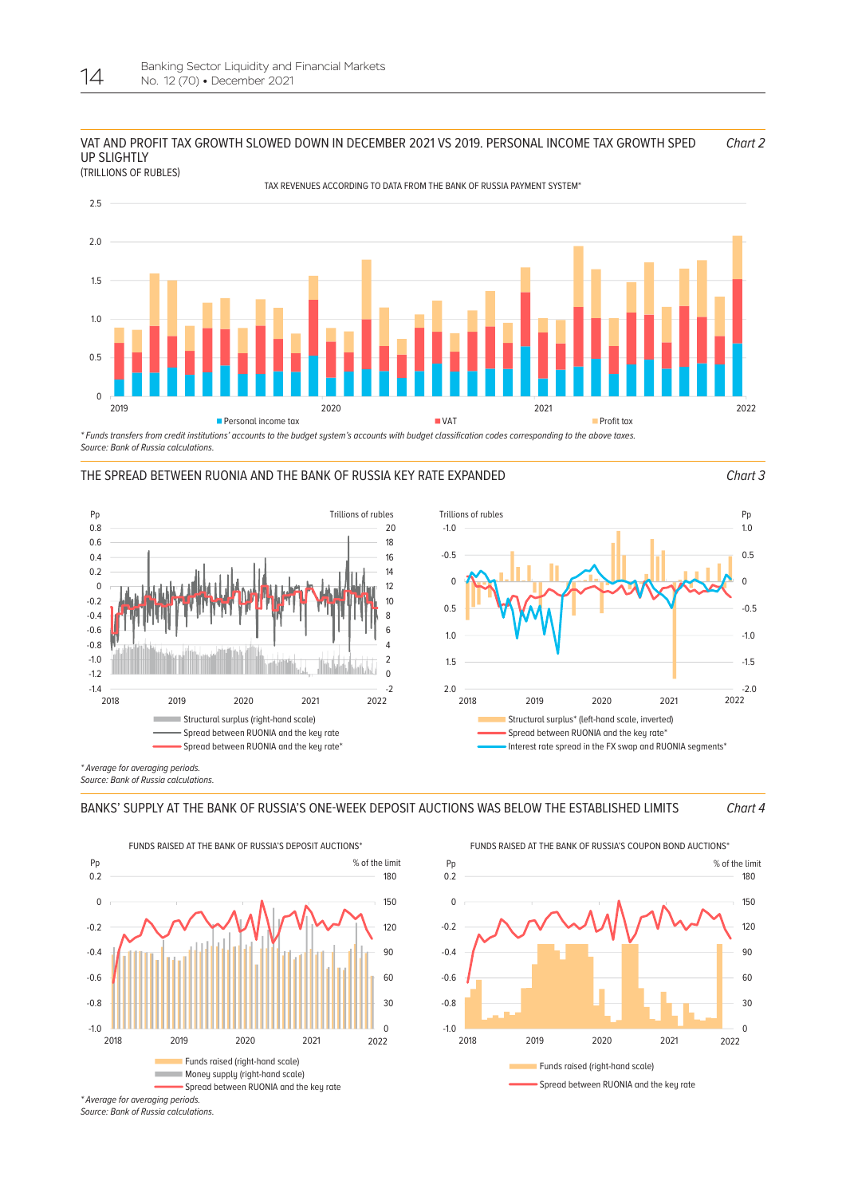VAT AND PROFIT TAX GROWTH SLOWED DOWN IN DECEMBER 2021 VS 2019. PERSONAL INCOME TAX GROWTH SPED UP SLIGHTLY

*Chart 2*

(TRILLIONS OF RUBLES)

TAX REVENUES ACCORDING TO DATA FROM THE BANK OF RUSSIA PAYMENT SYSTEM*

■ Personal income tax ■ VAT ■ Profit tax

*\* Funds transfers from credit institutions' accounts to the budget system's accounts with budget classification codes corresponding to the above taxes.*
*Source: Bank of Russia calculations.*

THE SPREAD BETWEEN RUONIA AND THE BANK OF RUSSIA KEY RATE EXPANDED

*Chart 3*

Structural surplus (right-hand scale)
Spread between RUONIA and the key rate
Spread between RUONIA and the key rate*

Structural surplus* (left-hand scale, inverted)
Spread between RUONIA and the key rate*
Interest rate spread in the FX swap and RUONIA segments*

*\* Average for averaging periods.*
*Source: Bank of Russia calculations.*

BANKS' SUPPLY AT THE BANK OF RUSSIA'S ONE-WEEK DEPOSIT AUCTIONS WAS BELOW THE ESTABLISHED LIMITS

*Chart 4*

FUNDS RAISED AT THE BANK OF RUSSIA'S DEPOSIT AUCTIONS*

Funds raised (right-hand scale)
Money supply (right-hand scale)
Spread between RUONIA and the key rate

FUNDS RAISED AT THE BANK OF RUSSIA'S COUPON BOND AUCTIONS*

Funds raised (right-hand scale)
Spread between RUONIA and the key rate

*\* Average for averaging periods.*
*Source: Bank of Russia calculations.*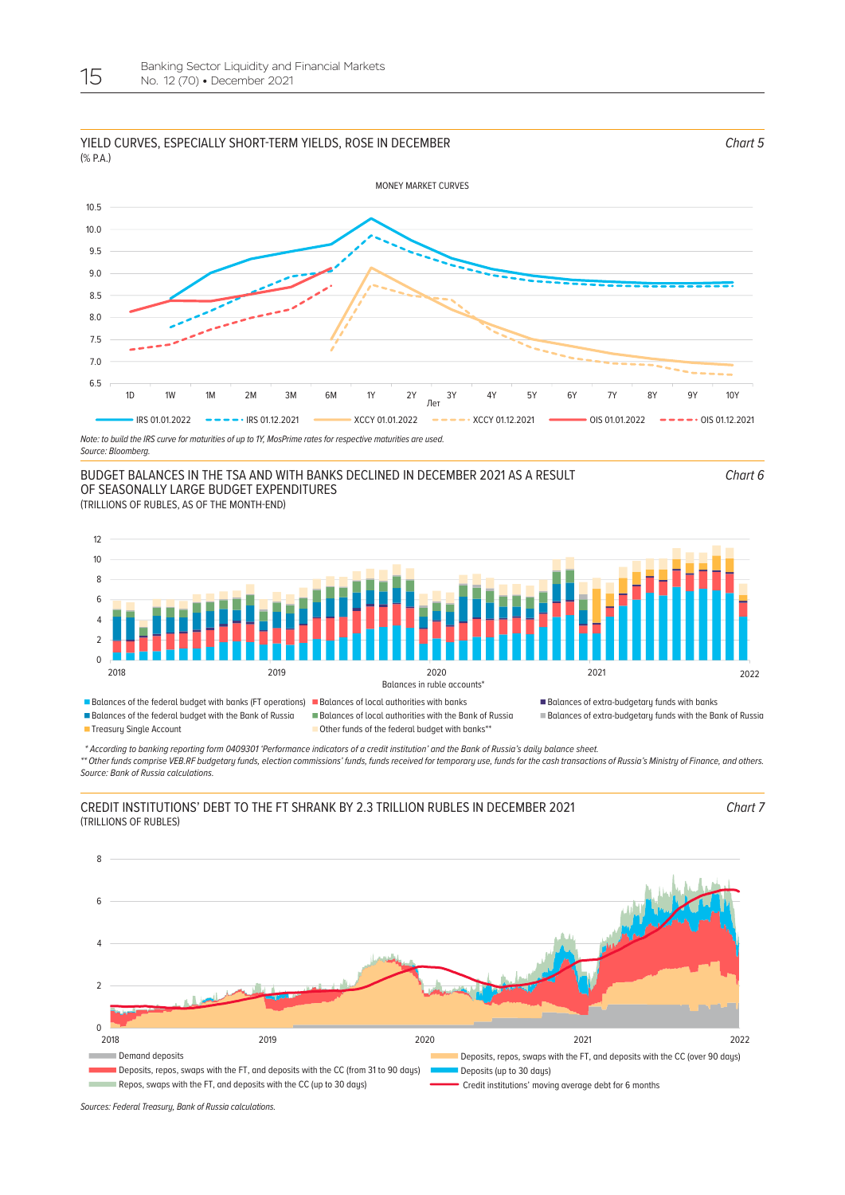YIELD CURVES, ESPECIALLY SHORT-TERM YIELDS, ROSE IN DECEMBER (% P.A.)

*Chart 5*

MONEY MARKET CURVES

IRS 01.01.2022 | IRS 01.12.2021 | XCCY 01.01.2022 | XCCY 01.12.2021 | OIS 01.01.2022 | OIS 01.12.2021

*Note: to build the IRS curve for maturities of up to 1Y, MosPrime rates for respective maturities are used.*
*Source: Bloomberg.*

BUDGET BALANCES IN THE TSA AND WITH BANKS DECLINED IN DECEMBER 2021 AS A RESULT OF SEASONALLY LARGE BUDGET EXPENDITURES (TRILLIONS OF RUBLES, AS OF THE MONTH-END)

*Chart 6*

Balances in ruble accounts*

- Balances of the federal budget with banks (FT operations)
- Balances of local authorities with banks
- Balances of extra-budgetary funds with banks
- Balances of the federal budget with the Bank of Russia
- Balances of local authorities with the Bank of Russia
- Balances of extra-budgetary funds with the Bank of Russia
- Treasury Single Account
- Other funds of the federal budget with banks**

*\* According to banking reporting form 0409301 'Performance indicators of a credit institution' and the Bank of Russia's daily balance sheet.*
*\*\* Other funds comprise VEB.RF budgetary funds, election commissions' funds, funds received for temporary use, funds for the cash transactions of Russia's Ministry of Finance, and others.*
*Source: Bank of Russia calculations.*

CREDIT INSTITUTIONS' DEBT TO THE FT SHRANK BY 2.3 TRILLION RUBLES IN DECEMBER 2021 (TRILLIONS OF RUBLES)

*Chart 7*

- Demand deposits
- Deposits, repos, swaps with the FT, and deposits with the CC (over 90 days)
- Deposits, repos, swaps with the FT, and deposits with the CC (from 31 to 90 days)
- Deposits (up to 30 days)
- Repos, swaps with the FT, and deposits with the CC (up to 30 days)
- Credit institutions' moving average debt for 6 months

*Sources: Federal Treasury, Bank of Russia calculations.*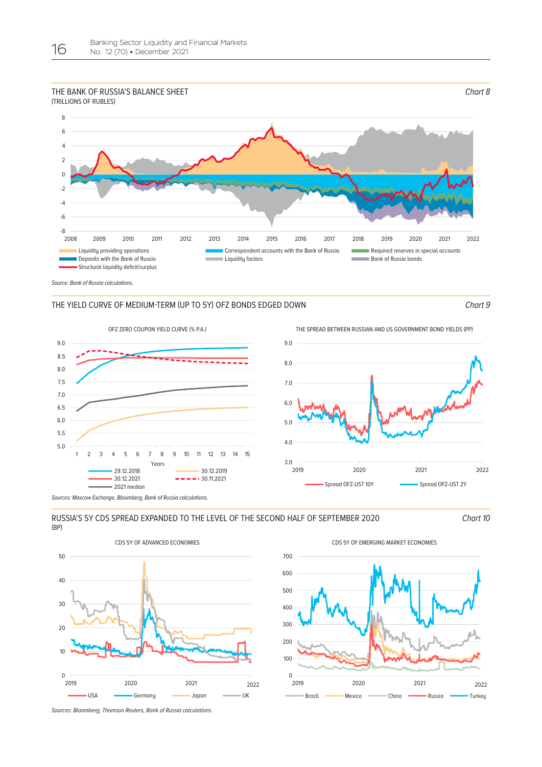THE BANK OF RUSSIA'S BALANCE SHEET
(TRILLIONS OF RUBLES)

*Chart 8*

*Source: Bank of Russia calculations.*

THE YIELD CURVE OF MEDIUM-TERM (UP TO 5Y) OFZ BONDS EDGED DOWN

*Chart 9*

*Sources: Moscow Exchange, Bloomberg, Bank of Russia calculations.*

RUSSIA'S 5Y CDS SPREAD EXPANDED TO THE LEVEL OF THE SECOND HALF OF SEPTEMBER 2020
(BP)

*Chart 10*

*Sources: Bloomberg, Thomson Reuters, Bank of Russia calculations.*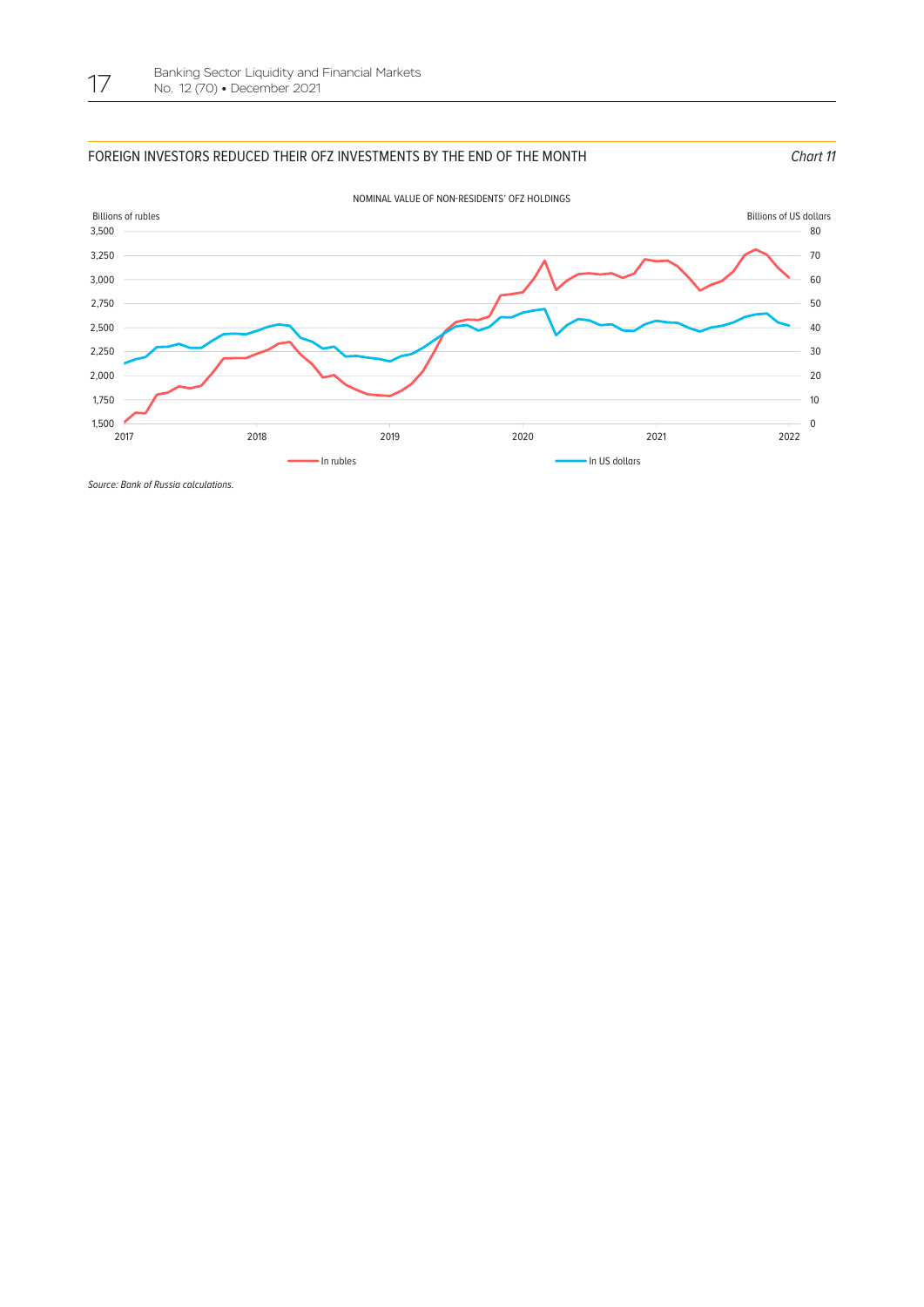FOREIGN INVESTORS REDUCED THEIR OFZ INVESTMENTS BY THE END OF THE MONTH

*Chart 11*

NOMINAL VALUE OF NON-RESIDENTS' OFZ HOLDINGS

Billions of rubles | Billions of US dollars

In rubles | In US dollars

*Source: Bank of Russia calculations.*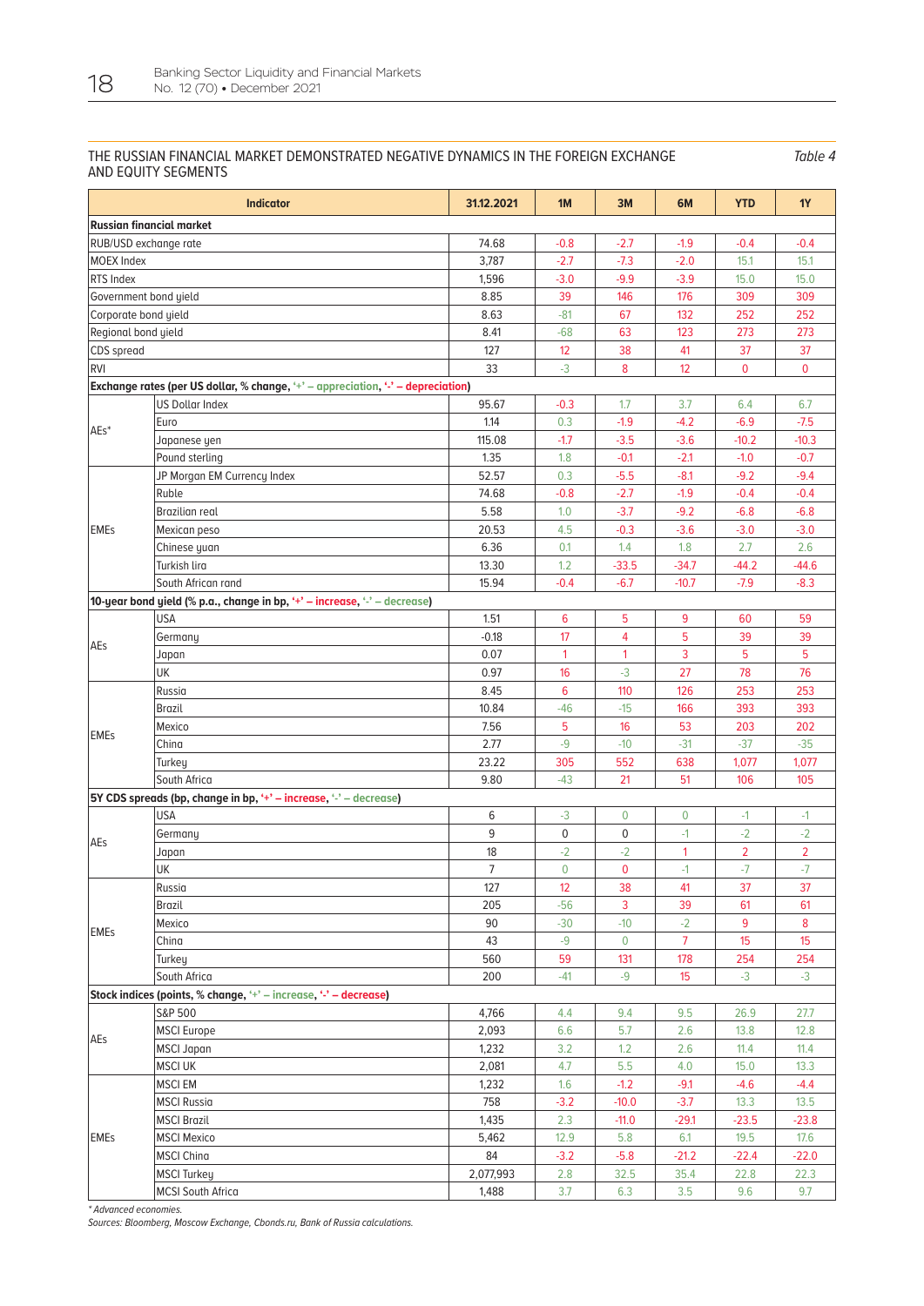THE RUSSIAN FINANCIAL MARKET DEMONSTRATED NEGATIVE DYNAMICS IN THE FOREIGN EXCHANGE AND EQUITY SEGMENTS

*Table 4*

| Indicator | | 31.12.2021 | 1M | 3M | 6M | YTD | 1Y |
|---|---|---|---|---|---|---|---|
| **Russian financial market** | | | | | | | |
| RUB/USD exchange rate | | 74.68 | -0.8 | -2.7 | -1.9 | -0.4 | -0.4 |
| MOEX Index | | 3,787 | -2.7 | -7.3 | -2.0 | 15.1 | 15.1 |
| RTS Index | | 1,596 | -3.0 | -9.9 | -3.9 | 15.0 | 15.0 |
| Government bond yield | | 8.85 | 39 | 146 | 176 | 309 | 309 |
| Corporate bond yield | | 8.63 | -81 | 67 | 132 | 252 | 252 |
| Regional bond yield | | 8.41 | -68 | 63 | 123 | 273 | 273 |
| CDS spread | | 127 | 12 | 38 | 41 | 37 | 37 |
| RVI | | 33 | -3 | 8 | 12 | 0 | 0 |
| **Exchange rates (per US dollar, % change, '+' – appreciation, '-' – depreciation)** | | | | | | | |
| AEs* | US Dollar Index | 95.67 | -0.3 | 1.7 | 3.7 | 6.4 | 6.7 |
| | Euro | 1.14 | 0.3 | -1.9 | -4.2 | -6.9 | -7.5 |
| | Japanese yen | 115.08 | -1.7 | -3.5 | -3.6 | -10.2 | -10.3 |
| | Pound sterling | 1.35 | 1.8 | -0.1 | -2.1 | -1.0 | -0.7 |
| EMEs | JP Morgan EM Currency Index | 52.57 | 0.3 | -5.5 | -8.1 | -9.2 | -9.4 |
| | Ruble | 74.68 | -0.8 | -2.7 | -1.9 | -0.4 | -0.4 |
| | Brazilian real | 5.58 | 1.0 | -3.7 | -9.2 | -6.8 | -6.8 |
| | Mexican peso | 20.53 | 4.5 | -0.3 | -3.6 | -3.0 | -3.0 |
| | Chinese yuan | 6.36 | 0.1 | 1.4 | 1.8 | 2.7 | 2.6 |
| | Turkish lira | 13.30 | 1.2 | -33.5 | -34.7 | -44.2 | -44.6 |
| | South African rand | 15.94 | -0.4 | -6.7 | -10.7 | -7.9 | -8.3 |
| **10-year bond yield (% p.a., change in bp, '+' – increase, '-' – decrease)** | | | | | | | |
| AEs | USA | 1.51 | 6 | 5 | 9 | 60 | 59 |
| | Germany | -0.18 | 17 | 4 | 5 | 39 | 39 |
| | Japan | 0.07 | 1 | 1 | 3 | 5 | 5 |
| | UK | 0.97 | 16 | -3 | 27 | 78 | 76 |
| EMEs | Russia | 8.45 | 6 | 110 | 126 | 253 | 253 |
| | Brazil | 10.84 | -46 | -15 | 166 | 393 | 393 |
| | Mexico | 7.56 | 5 | 16 | 53 | 203 | 202 |
| | China | 2.77 | -9 | -10 | -31 | -37 | -35 |
| | Turkey | 23.22 | 305 | 552 | 638 | 1,077 | 1,077 |
| | South Africa | 9.80 | -43 | 21 | 51 | 106 | 105 |
| **5Y CDS spreads (bp, change in bp, '+' – increase, '-' – decrease)** | | | | | | | |
| AEs | USA | 6 | -3 | 0 | 0 | -1 | -1 |
| | Germany | 9 | 0 | 0 | -1 | -2 | -2 |
| | Japan | 18 | -2 | -2 | 1 | 2 | 2 |
| | UK | 7 | 0 | 0 | -1 | -7 | -7 |
| EMEs | Russia | 127 | 12 | 38 | 41 | 37 | 37 |
| | Brazil | 205 | -56 | 3 | 39 | 61 | 61 |
| | Mexico | 90 | -30 | -10 | -2 | 9 | 8 |
| | China | 43 | -9 | 0 | 7 | 15 | 15 |
| | Turkey | 560 | 59 | 131 | 178 | 254 | 254 |
| | South Africa | 200 | -41 | -9 | 15 | -3 | -3 |
| **Stock indices (points, % change, '+' – increase, '-' – decrease)** | | | | | | | |
| AEs | S&P 500 | 4,766 | 4.4 | 9.4 | 9.5 | 26.9 | 27.7 |
| | MSCI Europe | 2,093 | 6.6 | 5.7 | 2.6 | 13.8 | 12.8 |
| | MSCI Japan | 1,232 | 3.2 | 1.2 | 2.6 | 11.4 | 11.4 |
| | MSCI UK | 2,081 | 4.7 | 5.5 | 4.0 | 15.0 | 13.3 |
| EMEs | MSCI EM | 1,232 | 1.6 | -1.2 | -9.1 | -4.6 | -4.4 |
| | MSCI Russia | 758 | -3.2 | -10.0 | -3.7 | 13.3 | 13.5 |
| | MSCI Brazil | 1,435 | 2.3 | -11.0 | -29.1 | -23.5 | -23.8 |
| | MSCI Mexico | 5,462 | 12.9 | 5.8 | 6.1 | 19.5 | 17.6 |
| | MSCI China | 84 | -3.2 | -5.8 | -21.2 | -22.4 | -22.0 |
| | MSCI Turkey | 2,077,993 | 2.8 | 32.5 | 35.4 | 22.8 | 22.3 |
| | MCSI South Africa | 1,488 | 3.7 | 6.3 | 3.5 | 9.6 | 9.7 |

*\* Advanced economies.*

*Sources: Bloomberg, Moscow Exchange, Cbonds.ru, Bank of Russia calculations.*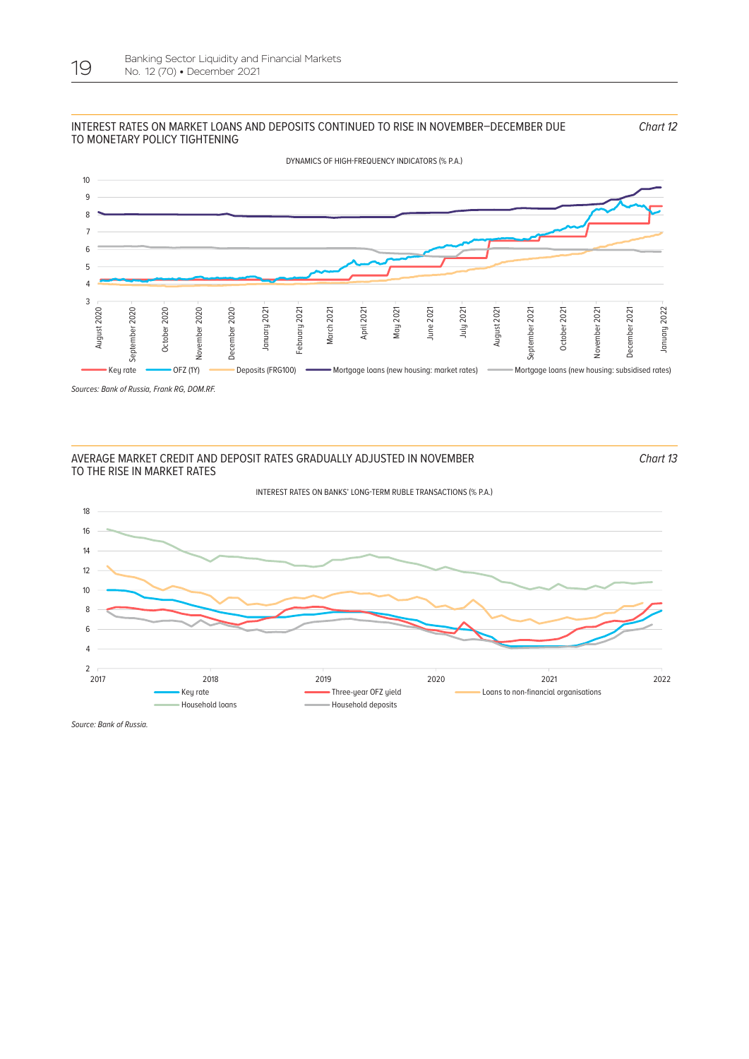INTEREST RATES ON MARKET LOANS AND DEPOSITS CONTINUED TO RISE IN NOVEMBER–DECEMBER DUE TO MONETARY POLICY TIGHTENING

*Chart 12*

DYNAMICS OF HIGH-FREQUENCY INDICATORS (% P.A.)

Key rate; OFZ (1Y); Deposits (FRG100); Mortgage loans (new housing: market rates); Mortgage loans (new housing: subsidised rates)

*Sources: Bank of Russia, Frank RG, DOM.RF.*

AVERAGE MARKET CREDIT AND DEPOSIT RATES GRADUALLY ADJUSTED IN NOVEMBER TO THE RISE IN MARKET RATES

*Chart 13*

INTEREST RATES ON BANKS' LONG-TERM RUBLE TRANSACTIONS (% P.A.)

Key rate; Three-year OFZ yield; Loans to non-financial organisations; Household loans; Household deposits

*Source: Bank of Russia.*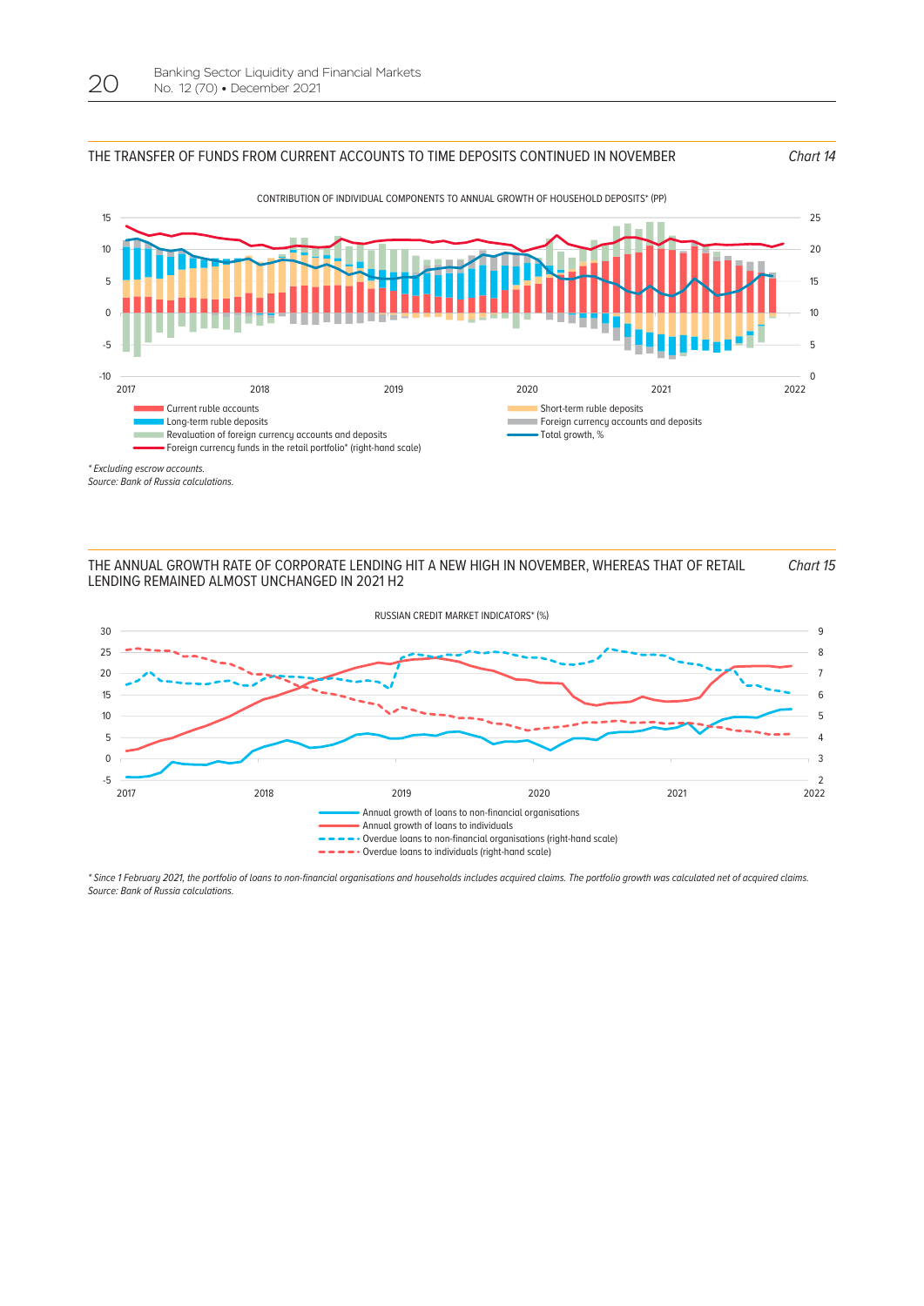THE TRANSFER OF FUNDS FROM CURRENT ACCOUNTS TO TIME DEPOSITS CONTINUED IN NOVEMBER *Chart 14*

CONTRIBUTION OF INDIVIDUAL COMPONENTS TO ANNUAL GROWTH OF HOUSEHOLD DEPOSITS* (PP)

- Current ruble accounts
- Long-term ruble deposits
- Revaluation of foreign currency accounts and deposits
- Foreign currency funds in the retail portfolio* (right-hand scale)
- Short-term ruble deposits
- Foreign currency accounts and deposits
- Total growth, %

*\* Excluding escrow accounts.*
*Source: Bank of Russia calculations.*

THE ANNUAL GROWTH RATE OF CORPORATE LENDING HIT A NEW HIGH IN NOVEMBER, WHEREAS THAT OF RETAIL LENDING REMAINED ALMOST UNCHANGED IN 2021 H2 *Chart 15*

RUSSIAN CREDIT MARKET INDICATORS* (%)

- Annual growth of loans to non-financial organisations
- Annual growth of loans to individuals
- Overdue loans to non-financial organisations (right-hand scale)
- Overdue loans to individuals (right-hand scale)

*\* Since 1 February 2021, the portfolio of loans to non-financial organisations and households includes acquired claims. The portfolio growth was calculated net of acquired claims.*
*Source: Bank of Russia calculations.*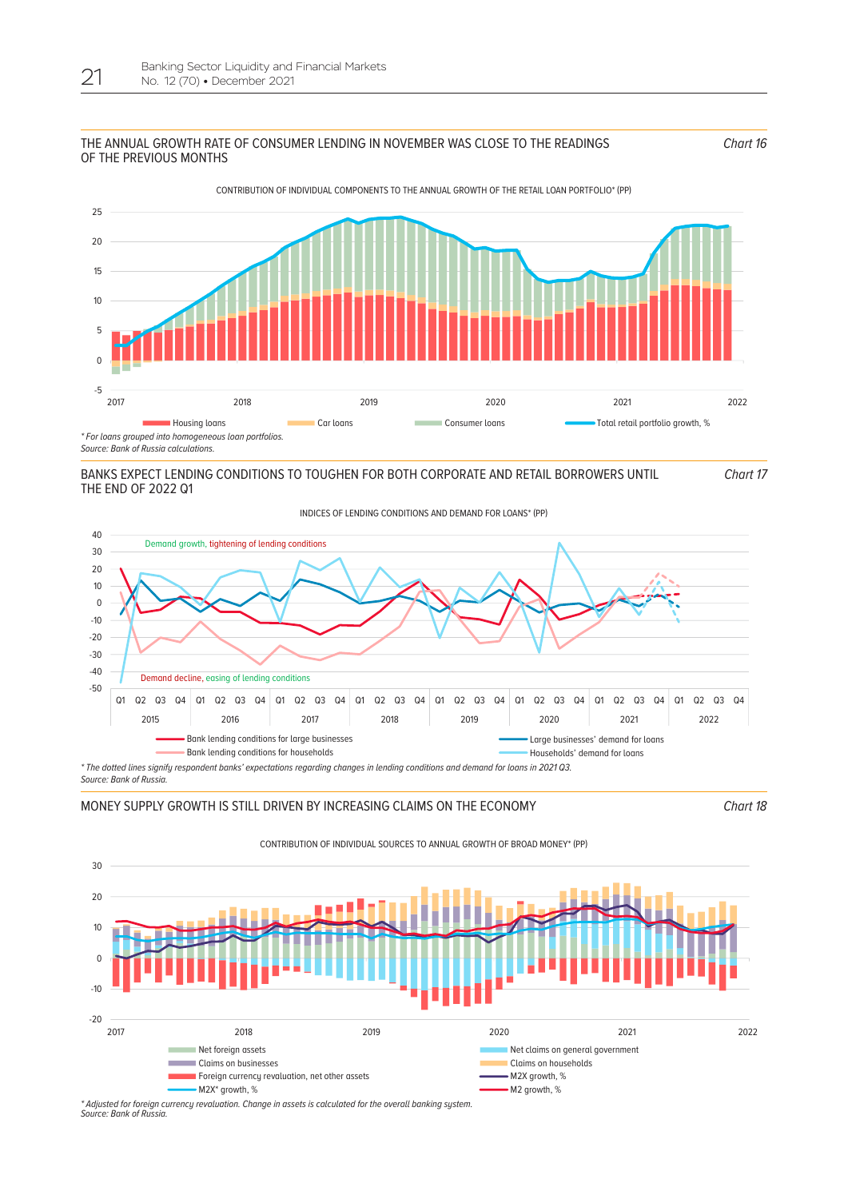## THE ANNUAL GROWTH RATE OF CONSUMER LENDING IN NOVEMBER WAS CLOSE TO THE READINGS OF THE PREVIOUS MONTHS

*Chart 16*

CONTRIBUTION OF INDIVIDUAL COMPONENTS TO THE ANNUAL GROWTH OF THE RETAIL LOAN PORTFOLIO* (PP)

Housing loans | Car loans | Consumer loans | Total retail portfolio growth, %

*\* For loans grouped into homogeneous loan portfolios.*
*Source: Bank of Russia calculations.*

## BANKS EXPECT LENDING CONDITIONS TO TOUGHEN FOR BOTH CORPORATE AND RETAIL BORROWERS UNTIL THE END OF 2022 Q1

*Chart 17*

INDICES OF LENDING CONDITIONS AND DEMAND FOR LOANS* (PP)

Demand growth, tightening of lending conditions

Demand decline, easing of lending conditions

Bank lending conditions for large businesses | Bank lending conditions for households | Large businesses' demand for loans | Households' demand for loans

*\* The dotted lines signify respondent banks' expectations regarding changes in lending conditions and demand for loans in 2021 Q3.*
*Source: Bank of Russia.*

## MONEY SUPPLY GROWTH IS STILL DRIVEN BY INCREASING CLAIMS ON THE ECONOMY

*Chart 18*

CONTRIBUTION OF INDIVIDUAL SOURCES TO ANNUAL GROWTH OF BROAD MONEY* (PP)

Net foreign assets | Claims on businesses | Foreign currency revaluation, net other assets | M2X* growth, % | Net claims on general government | Claims on households | M2X growth, % | M2 growth, %

*\* Adjusted for foreign currency revaluation. Change in assets is calculated for the overall banking system.*
*Source: Bank of Russia.*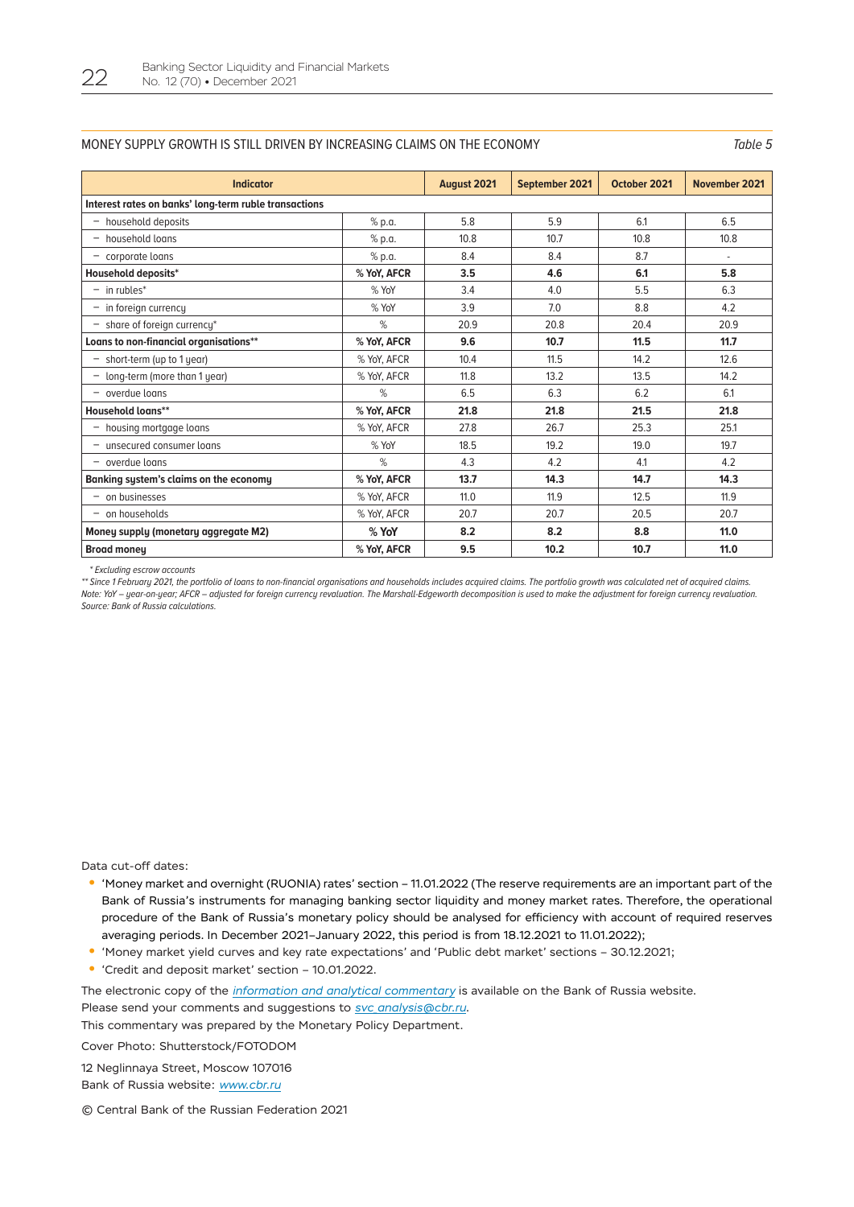MONEY SUPPLY GROWTH IS STILL DRIVEN BY INCREASING CLAIMS ON THE ECONOMY

*Table 5*

| Indicator | | August 2021 | September 2021 | October 2021 | November 2021 |
|---|---|---|---|---|---|
| **Interest rates on banks' long-term ruble transactions** | | | | | |
| – household deposits | % p.a. | 5.8 | 5.9 | 6.1 | 6.5 |
| – household loans | % p.a. | 10.8 | 10.7 | 10.8 | 10.8 |
| – corporate loans | % p.a. | 8.4 | 8.4 | 8.7 | - |
| **Household deposits*** | **% YoY, AFCR** | **3.5** | **4.6** | **6.1** | **5.8** |
| – in rubles* | % YoY | 3.4 | 4.0 | 5.5 | 6.3 |
| – in foreign currency | % YoY | 3.9 | 7.0 | 8.8 | 4.2 |
| – share of foreign currency* | % | 20.9 | 20.8 | 20.4 | 20.9 |
| **Loans to non-financial organisations**** | **% YoY, AFCR** | **9.6** | **10.7** | **11.5** | **11.7** |
| – short-term (up to 1 year) | % YoY, AFCR | 10.4 | 11.5 | 14.2 | 12.6 |
| – long-term (more than 1 year) | % YoY, AFCR | 11.8 | 13.2 | 13.5 | 14.2 |
| – overdue loans | % | 6.5 | 6.3 | 6.2 | 6.1 |
| **Household loans**** | **% YoY, AFCR** | **21.8** | **21.8** | **21.5** | **21.8** |
| – housing mortgage loans | % YoY, AFCR | 27.8 | 26.7 | 25.3 | 25.1 |
| – unsecured consumer loans | % YoY | 18.5 | 19.2 | 19.0 | 19.7 |
| – overdue loans | % | 4.3 | 4.2 | 4.1 | 4.2 |
| **Banking system's claims on the economy** | **% YoY, AFCR** | **13.7** | **14.3** | **14.7** | **14.3** |
| – on businesses | % YoY, AFCR | 11.0 | 11.9 | 12.5 | 11.9 |
| – on households | % YoY, AFCR | 20.7 | 20.7 | 20.5 | 20.7 |
| **Money supply (monetary aggregate M2)** | **% YoY** | **8.2** | **8.2** | **8.8** | **11.0** |
| **Broad money** | **% YoY, AFCR** | **9.5** | **10.2** | **10.7** | **11.0** |

*\* Excluding escrow accounts*

*\*\* Since 1 February 2021, the portfolio of loans to non-financial organisations and households includes acquired claims. The portfolio growth was calculated net of acquired claims.*

*Note: YoY – year-on-year; AFCR – adjusted for foreign currency revaluation. The Marshall-Edgeworth decomposition is used to make the adjustment for foreign currency revaluation.*

*Source: Bank of Russia calculations.*

Data cut-off dates:

- 'Money market and overnight (RUONIA) rates' section – 11.01.2022 (The reserve requirements are an important part of the Bank of Russia's instruments for managing banking sector liquidity and money market rates. Therefore, the operational procedure of the Bank of Russia's monetary policy should be analysed for efficiency with account of required reserves averaging periods. In December 2021–January 2022, this period is from 18.12.2021 to 11.01.2022);
- 'Money market yield curves and key rate expectations' and 'Public debt market' sections – 30.12.2021;
- 'Credit and deposit market' section – 10.01.2022.

The electronic copy of the *information and analytical commentary* is available on the Bank of Russia website.

Please send your comments and suggestions to *svc_analysis@cbr.ru*.

This commentary was prepared by the Monetary Policy Department.

Cover Photo: Shutterstock/FOTODOM

12 Neglinnaya Street, Moscow 107016

Bank of Russia website: *www.cbr.ru*

© Central Bank of the Russian Federation 2021